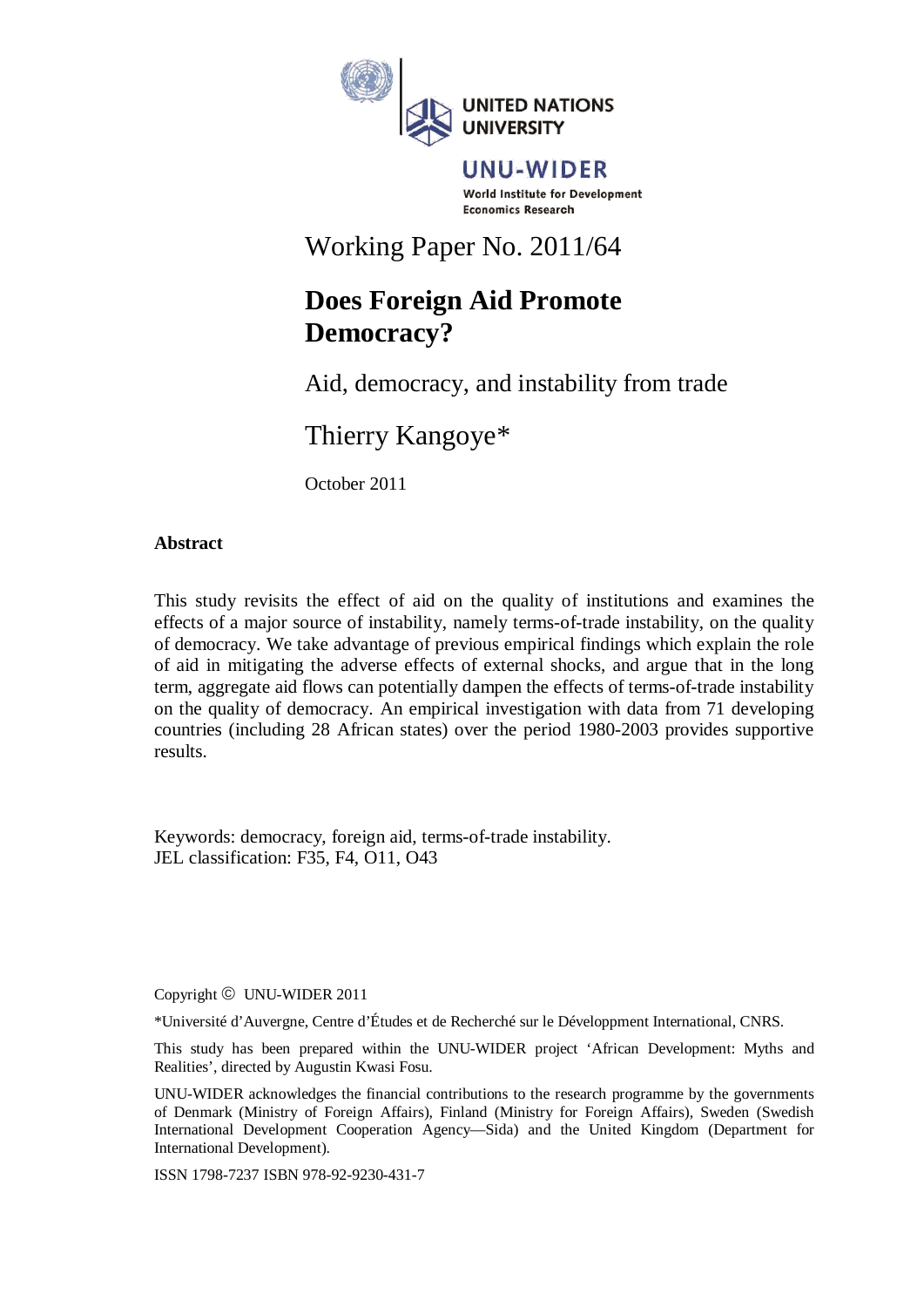UNITED NATIONS UNIVERSITY

UNU-WIDER

World Institute for Development Economics Research

Working Paper No. 2011/64

# Does Foreign Aid Promote Democracy?

## Aid, democracy, and instability from trade

Thierry Kangoye*

October 2011

### Abstract

This study revisits the effect of aid on the quality of institutions and examines the effects of a major source of instability, namely terms-of-trade instability, on the quality of democracy. We take advantage of previous empirical findings which explain the role of aid in mitigating the adverse effects of external shocks, and argue that in the long term, aggregate aid flows can potentially dampen the effects of terms-of-trade instability on the quality of democracy. An empirical investigation with data from 71 developing countries (including 28 African states) over the period 1980-2003 provides supportive results.

Keywords: democracy, foreign aid, terms-of-trade instability.
JEL classification: F35, F4, O11, O43

Copyright © UNU-WIDER 2011

*Université d'Auvergne, Centre d'Études et de Recherché sur le Développment International, CNRS.

This study has been prepared within the UNU-WIDER project 'African Development: Myths and Realities', directed by Augustin Kwasi Fosu.

UNU-WIDER acknowledges the financial contributions to the research programme by the governments of Denmark (Ministry of Foreign Affairs), Finland (Ministry for Foreign Affairs), Sweden (Swedish International Development Cooperation Agency—Sida) and the United Kingdom (Department for International Development).

ISSN 1798-7237 ISBN 978-92-9230-431-7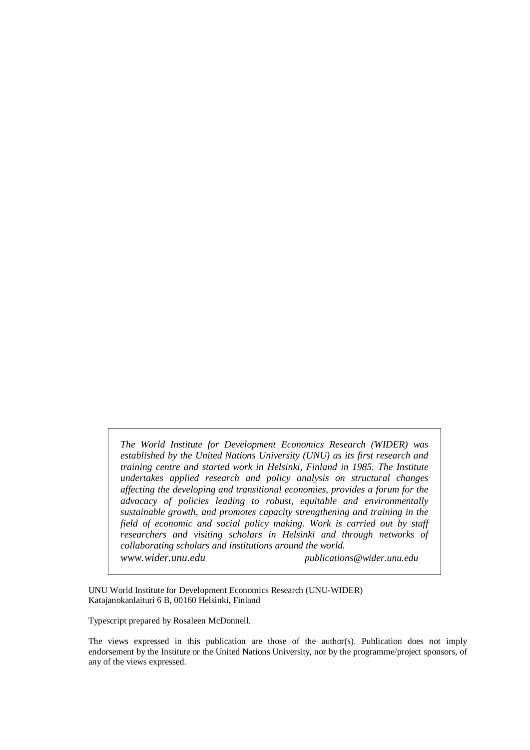*The World Institute for Development Economics Research (WIDER) was established by the United Nations University (UNU) as its first research and training centre and started work in Helsinki, Finland in 1985. The Institute undertakes applied research and policy analysis on structural changes affecting the developing and transitional economies, provides a forum for the advocacy of policies leading to robust, equitable and environmentally sustainable growth, and promotes capacity strengthening and training in the field of economic and social policy making. Work is carried out by staff researchers and visiting scholars in Helsinki and through networks of collaborating scholars and institutions around the world.*

*www.wider.unu.edu* *publications@wider.unu.edu*

UNU World Institute for Development Economics Research (UNU-WIDER)
Katajanokanlaituri 6 B, 00160 Helsinki, Finland

Typescript prepared by Rosaleen McDonnell.

The views expressed in this publication are those of the author(s). Publication does not imply endorsement by the Institute or the United Nations University, nor by the programme/project sponsors, of any of the views expressed.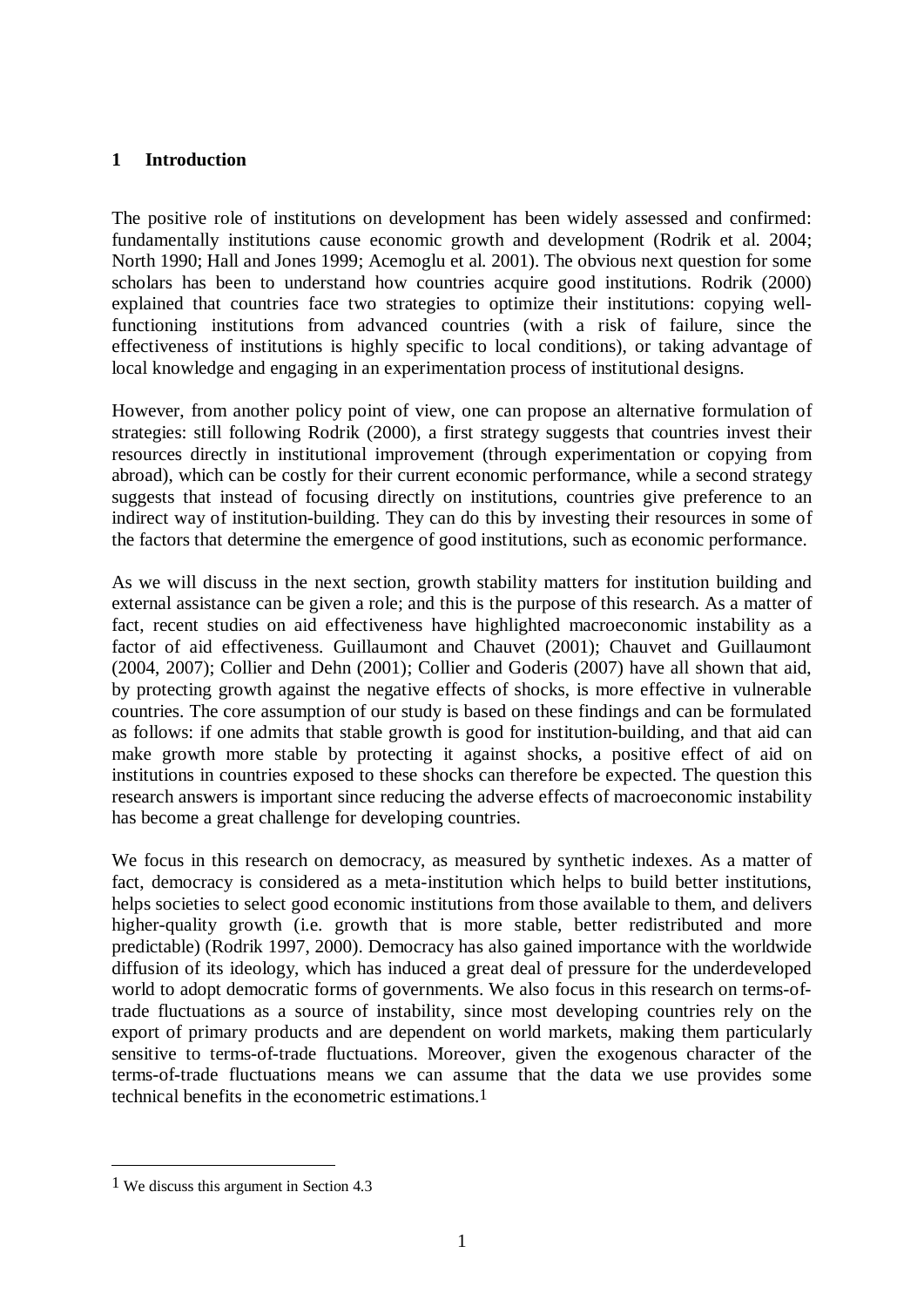## 1 Introduction

The positive role of institutions on development has been widely assessed and confirmed: fundamentally institutions cause economic growth and development (Rodrik et al. 2004; North 1990; Hall and Jones 1999; Acemoglu et al. 2001). The obvious next question for some scholars has been to understand how countries acquire good institutions. Rodrik (2000) explained that countries face two strategies to optimize their institutions: copying well-functioning institutions from advanced countries (with a risk of failure, since the effectiveness of institutions is highly specific to local conditions), or taking advantage of local knowledge and engaging in an experimentation process of institutional designs.

However, from another policy point of view, one can propose an alternative formulation of strategies: still following Rodrik (2000), a first strategy suggests that countries invest their resources directly in institutional improvement (through experimentation or copying from abroad), which can be costly for their current economic performance, while a second strategy suggests that instead of focusing directly on institutions, countries give preference to an indirect way of institution-building. They can do this by investing their resources in some of the factors that determine the emergence of good institutions, such as economic performance.

As we will discuss in the next section, growth stability matters for institution building and external assistance can be given a role; and this is the purpose of this research. As a matter of fact, recent studies on aid effectiveness have highlighted macroeconomic instability as a factor of aid effectiveness. Guillaumont and Chauvet (2001); Chauvet and Guillaumont (2004, 2007); Collier and Dehn (2001); Collier and Goderis (2007) have all shown that aid, by protecting growth against the negative effects of shocks, is more effective in vulnerable countries. The core assumption of our study is based on these findings and can be formulated as follows: if one admits that stable growth is good for institution-building, and that aid can make growth more stable by protecting it against shocks, a positive effect of aid on institutions in countries exposed to these shocks can therefore be expected. The question this research answers is important since reducing the adverse effects of macroeconomic instability has become a great challenge for developing countries.

We focus in this research on democracy, as measured by synthetic indexes. As a matter of fact, democracy is considered as a meta-institution which helps to build better institutions, helps societies to select good economic institutions from those available to them, and delivers higher-quality growth (i.e. growth that is more stable, better redistributed and more predictable) (Rodrik 1997, 2000). Democracy has also gained importance with the worldwide diffusion of its ideology, which has induced a great deal of pressure for the underdeveloped world to adopt democratic forms of governments. We also focus in this research on terms-of-trade fluctuations as a source of instability, since most developing countries rely on the export of primary products and are dependent on world markets, making them particularly sensitive to terms-of-trade fluctuations. Moreover, given the exogenous character of the terms-of-trade fluctuations means we can assume that the data we use provides some technical benefits in the econometric estimations.[1]

[1] We discuss this argument in Section 4.3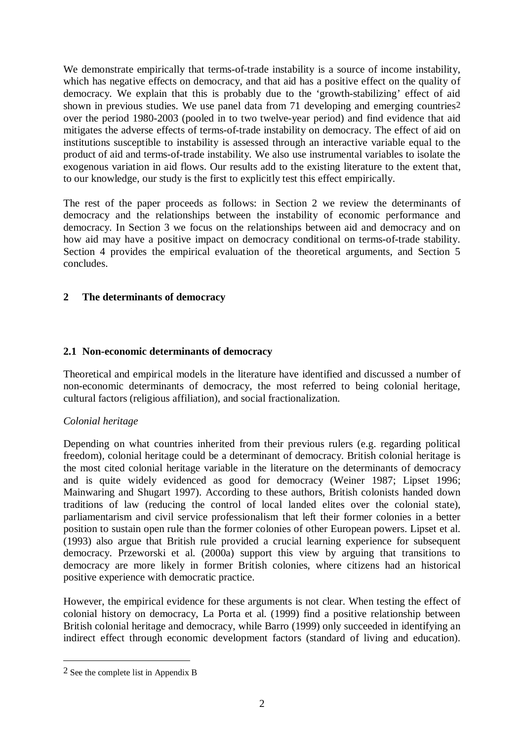We demonstrate empirically that terms-of-trade instability is a source of income instability, which has negative effects on democracy, and that aid has a positive effect on the quality of democracy. We explain that this is probably due to the 'growth-stabilizing' effect of aid shown in previous studies. We use panel data from 71 developing and emerging countries[2] over the period 1980-2003 (pooled in to two twelve-year period) and find evidence that aid mitigates the adverse effects of terms-of-trade instability on democracy. The effect of aid on institutions susceptible to instability is assessed through an interactive variable equal to the product of aid and terms-of-trade instability. We also use instrumental variables to isolate the exogenous variation in aid flows. Our results add to the existing literature to the extent that, to our knowledge, our study is the first to explicitly test this effect empirically.

The rest of the paper proceeds as follows: in Section 2 we review the determinants of democracy and the relationships between the instability of economic performance and democracy. In Section 3 we focus on the relationships between aid and democracy and on how aid may have a positive impact on democracy conditional on terms-of-trade stability. Section 4 provides the empirical evaluation of the theoretical arguments, and Section 5 concludes.

## 2 The determinants of democracy

### 2.1 Non-economic determinants of democracy

Theoretical and empirical models in the literature have identified and discussed a number of non-economic determinants of democracy, the most referred to being colonial heritage, cultural factors (religious affiliation), and social fractionalization.

*Colonial heritage*

Depending on what countries inherited from their previous rulers (e.g. regarding political freedom), colonial heritage could be a determinant of democracy. British colonial heritage is the most cited colonial heritage variable in the literature on the determinants of democracy and is quite widely evidenced as good for democracy (Weiner 1987; Lipset 1996; Mainwaring and Shugart 1997). According to these authors, British colonists handed down traditions of law (reducing the control of local landed elites over the colonial state), parliamentarism and civil service professionalism that left their former colonies in a better position to sustain open rule than the former colonies of other European powers. Lipset et al. (1993) also argue that British rule provided a crucial learning experience for subsequent democracy. Przeworski et al. (2000a) support this view by arguing that transitions to democracy are more likely in former British colonies, where citizens had an historical positive experience with democratic practice.

However, the empirical evidence for these arguments is not clear. When testing the effect of colonial history on democracy, La Porta et al. (1999) find a positive relationship between British colonial heritage and democracy, while Barro (1999) only succeeded in identifying an indirect effect through economic development factors (standard of living and education).

[2] See the complete list in Appendix B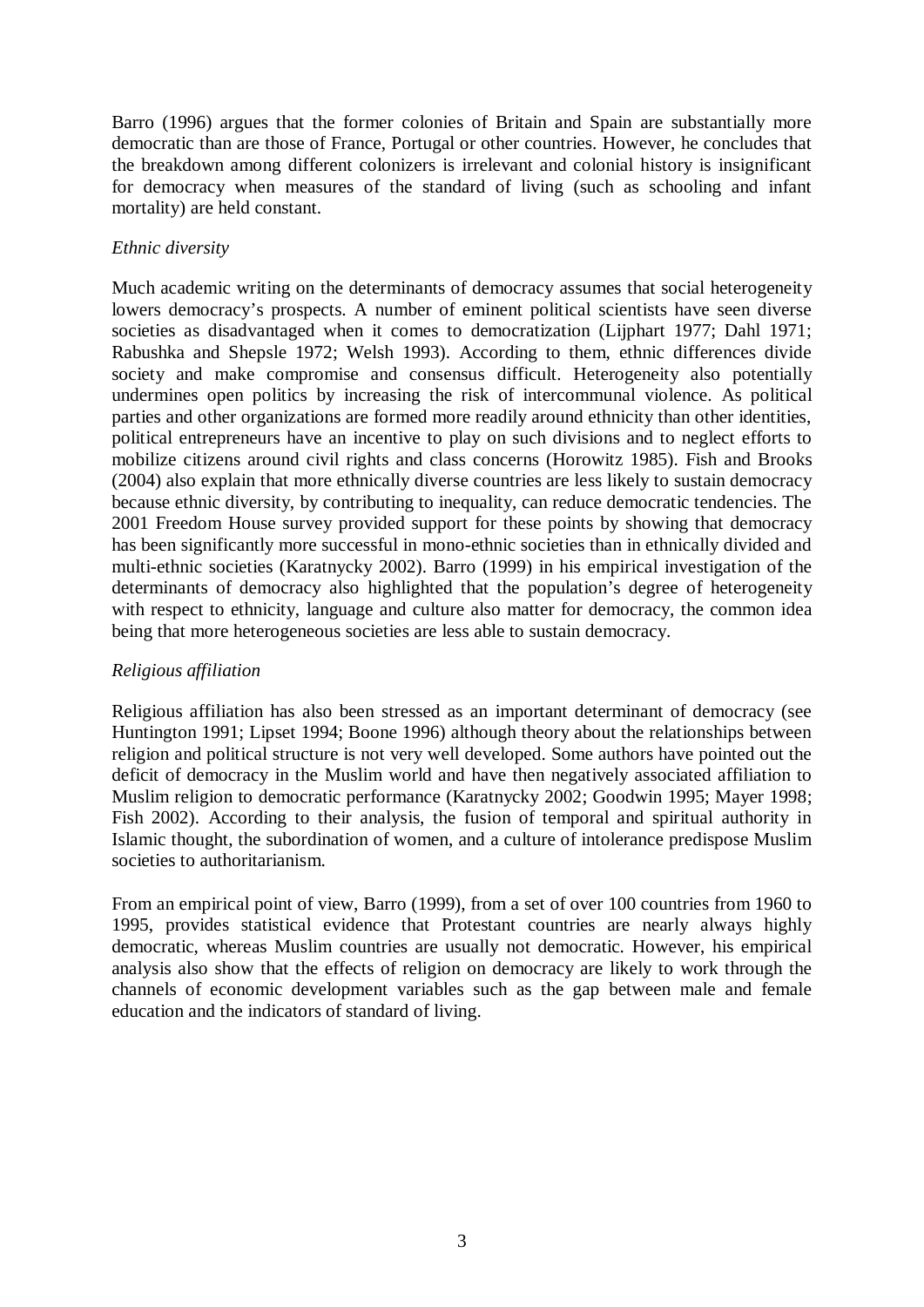Barro (1996) argues that the former colonies of Britain and Spain are substantially more democratic than are those of France, Portugal or other countries. However, he concludes that the breakdown among different colonizers is irrelevant and colonial history is insignificant for democracy when measures of the standard of living (such as schooling and infant mortality) are held constant.

*Ethnic diversity*

Much academic writing on the determinants of democracy assumes that social heterogeneity lowers democracy's prospects. A number of eminent political scientists have seen diverse societies as disadvantaged when it comes to democratization (Lijphart 1977; Dahl 1971; Rabushka and Shepsle 1972; Welsh 1993). According to them, ethnic differences divide society and make compromise and consensus difficult. Heterogeneity also potentially undermines open politics by increasing the risk of intercommunal violence. As political parties and other organizations are formed more readily around ethnicity than other identities, political entrepreneurs have an incentive to play on such divisions and to neglect efforts to mobilize citizens around civil rights and class concerns (Horowitz 1985). Fish and Brooks (2004) also explain that more ethnically diverse countries are less likely to sustain democracy because ethnic diversity, by contributing to inequality, can reduce democratic tendencies. The 2001 Freedom House survey provided support for these points by showing that democracy has been significantly more successful in mono-ethnic societies than in ethnically divided and multi-ethnic societies (Karatnycky 2002). Barro (1999) in his empirical investigation of the determinants of democracy also highlighted that the population's degree of heterogeneity with respect to ethnicity, language and culture also matter for democracy, the common idea being that more heterogeneous societies are less able to sustain democracy.

*Religious affiliation*

Religious affiliation has also been stressed as an important determinant of democracy (see Huntington 1991; Lipset 1994; Boone 1996) although theory about the relationships between religion and political structure is not very well developed. Some authors have pointed out the deficit of democracy in the Muslim world and have then negatively associated affiliation to Muslim religion to democratic performance (Karatnycky 2002; Goodwin 1995; Mayer 1998; Fish 2002). According to their analysis, the fusion of temporal and spiritual authority in Islamic thought, the subordination of women, and a culture of intolerance predispose Muslim societies to authoritarianism.

From an empirical point of view, Barro (1999), from a set of over 100 countries from 1960 to 1995, provides statistical evidence that Protestant countries are nearly always highly democratic, whereas Muslim countries are usually not democratic. However, his empirical analysis also show that the effects of religion on democracy are likely to work through the channels of economic development variables such as the gap between male and female education and the indicators of standard of living.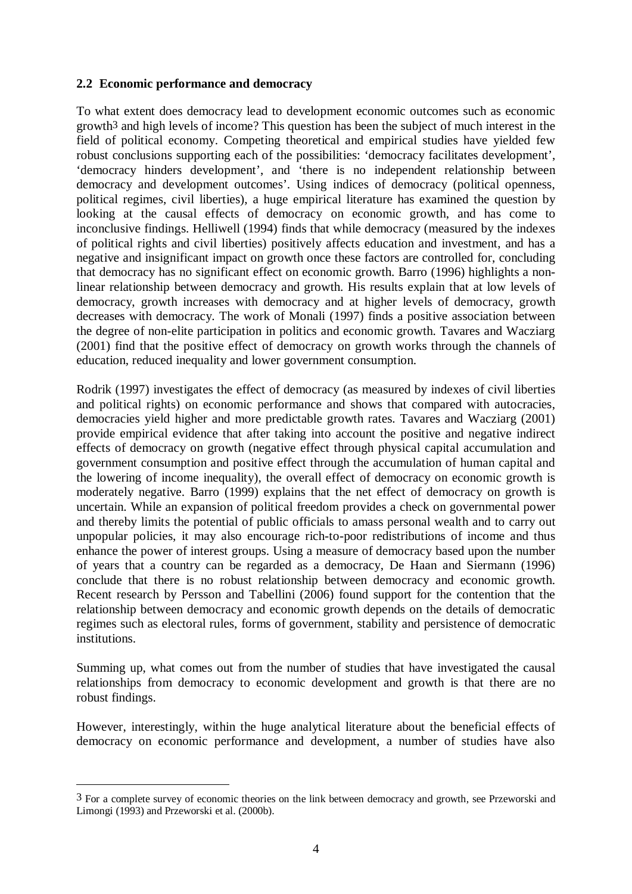## 2.2 Economic performance and democracy

To what extent does democracy lead to development economic outcomes such as economic growth[3] and high levels of income? This question has been the subject of much interest in the field of political economy. Competing theoretical and empirical studies have yielded few robust conclusions supporting each of the possibilities: 'democracy facilitates development', 'democracy hinders development', and 'there is no independent relationship between democracy and development outcomes'. Using indices of democracy (political openness, political regimes, civil liberties), a huge empirical literature has examined the question by looking at the causal effects of democracy on economic growth, and has come to inconclusive findings. Helliwell (1994) finds that while democracy (measured by the indexes of political rights and civil liberties) positively affects education and investment, and has a negative and insignificant impact on growth once these factors are controlled for, concluding that democracy has no significant effect on economic growth. Barro (1996) highlights a non-linear relationship between democracy and growth. His results explain that at low levels of democracy, growth increases with democracy and at higher levels of democracy, growth decreases with democracy. The work of Monali (1997) finds a positive association between the degree of non-elite participation in politics and economic growth. Tavares and Wacziarg (2001) find that the positive effect of democracy on growth works through the channels of education, reduced inequality and lower government consumption.

Rodrik (1997) investigates the effect of democracy (as measured by indexes of civil liberties and political rights) on economic performance and shows that compared with autocracies, democracies yield higher and more predictable growth rates. Tavares and Wacziarg (2001) provide empirical evidence that after taking into account the positive and negative indirect effects of democracy on growth (negative effect through physical capital accumulation and government consumption and positive effect through the accumulation of human capital and the lowering of income inequality), the overall effect of democracy on economic growth is moderately negative. Barro (1999) explains that the net effect of democracy on growth is uncertain. While an expansion of political freedom provides a check on governmental power and thereby limits the potential of public officials to amass personal wealth and to carry out unpopular policies, it may also encourage rich-to-poor redistributions of income and thus enhance the power of interest groups. Using a measure of democracy based upon the number of years that a country can be regarded as a democracy, De Haan and Siermann (1996) conclude that there is no robust relationship between democracy and economic growth. Recent research by Persson and Tabellini (2006) found support for the contention that the relationship between democracy and economic growth depends on the details of democratic regimes such as electoral rules, forms of government, stability and persistence of democratic institutions.

Summing up, what comes out from the number of studies that have investigated the causal relationships from democracy to economic development and growth is that there are no robust findings.

However, interestingly, within the huge analytical literature about the beneficial effects of democracy on economic performance and development, a number of studies have also

[3] For a complete survey of economic theories on the link between democracy and growth, see Przeworski and Limongi (1993) and Przeworski et al. (2000b).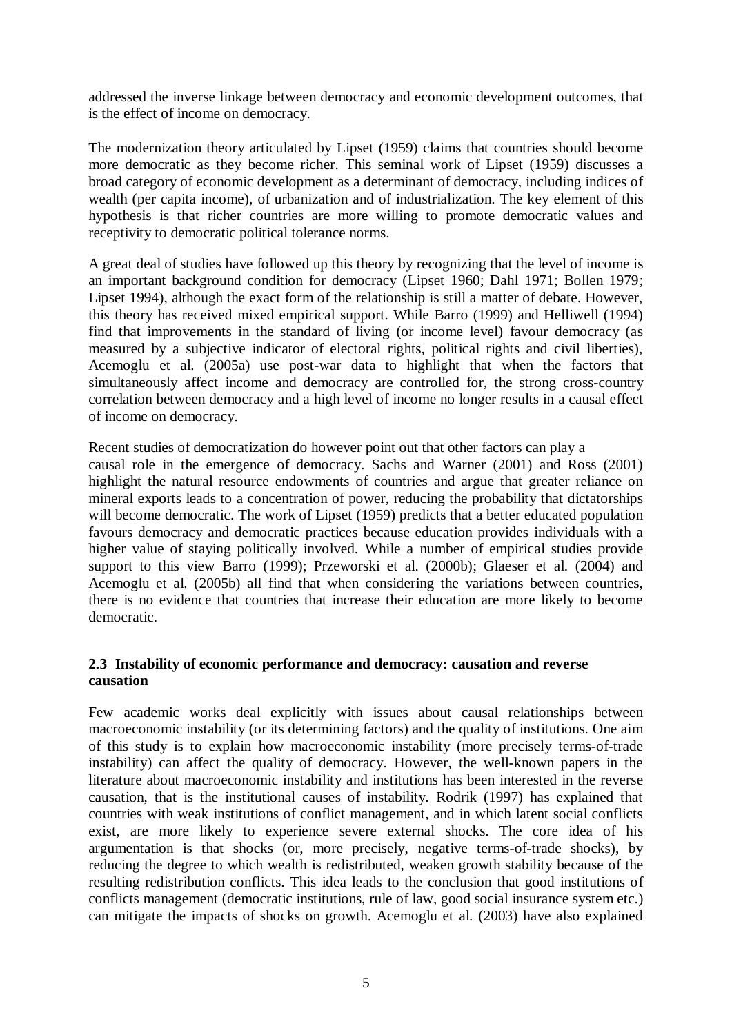addressed the inverse linkage between democracy and economic development outcomes, that is the effect of income on democracy.

The modernization theory articulated by Lipset (1959) claims that countries should become more democratic as they become richer. This seminal work of Lipset (1959) discusses a broad category of economic development as a determinant of democracy, including indices of wealth (per capita income), of urbanization and of industrialization. The key element of this hypothesis is that richer countries are more willing to promote democratic values and receptivity to democratic political tolerance norms.

A great deal of studies have followed up this theory by recognizing that the level of income is an important background condition for democracy (Lipset 1960; Dahl 1971; Bollen 1979; Lipset 1994), although the exact form of the relationship is still a matter of debate. However, this theory has received mixed empirical support. While Barro (1999) and Helliwell (1994) find that improvements in the standard of living (or income level) favour democracy (as measured by a subjective indicator of electoral rights, political rights and civil liberties), Acemoglu et al. (2005a) use post-war data to highlight that when the factors that simultaneously affect income and democracy are controlled for, the strong cross-country correlation between democracy and a high level of income no longer results in a causal effect of income on democracy.

Recent studies of democratization do however point out that other factors can play a causal role in the emergence of democracy. Sachs and Warner (2001) and Ross (2001) highlight the natural resource endowments of countries and argue that greater reliance on mineral exports leads to a concentration of power, reducing the probability that dictatorships will become democratic. The work of Lipset (1959) predicts that a better educated population favours democracy and democratic practices because education provides individuals with a higher value of staying politically involved. While a number of empirical studies provide support to this view Barro (1999); Przeworski et al. (2000b); Glaeser et al. (2004) and Acemoglu et al. (2005b) all find that when considering the variations between countries, there is no evidence that countries that increase their education are more likely to become democratic.

### 2.3 Instability of economic performance and democracy: causation and reverse causation

Few academic works deal explicitly with issues about causal relationships between macroeconomic instability (or its determining factors) and the quality of institutions. One aim of this study is to explain how macroeconomic instability (more precisely terms-of-trade instability) can affect the quality of democracy. However, the well-known papers in the literature about macroeconomic instability and institutions has been interested in the reverse causation, that is the institutional causes of instability. Rodrik (1997) has explained that countries with weak institutions of conflict management, and in which latent social conflicts exist, are more likely to experience severe external shocks. The core idea of his argumentation is that shocks (or, more precisely, negative terms-of-trade shocks), by reducing the degree to which wealth is redistributed, weaken growth stability because of the resulting redistribution conflicts. This idea leads to the conclusion that good institutions of conflicts management (democratic institutions, rule of law, good social insurance system etc.) can mitigate the impacts of shocks on growth. Acemoglu et al. (2003) have also explained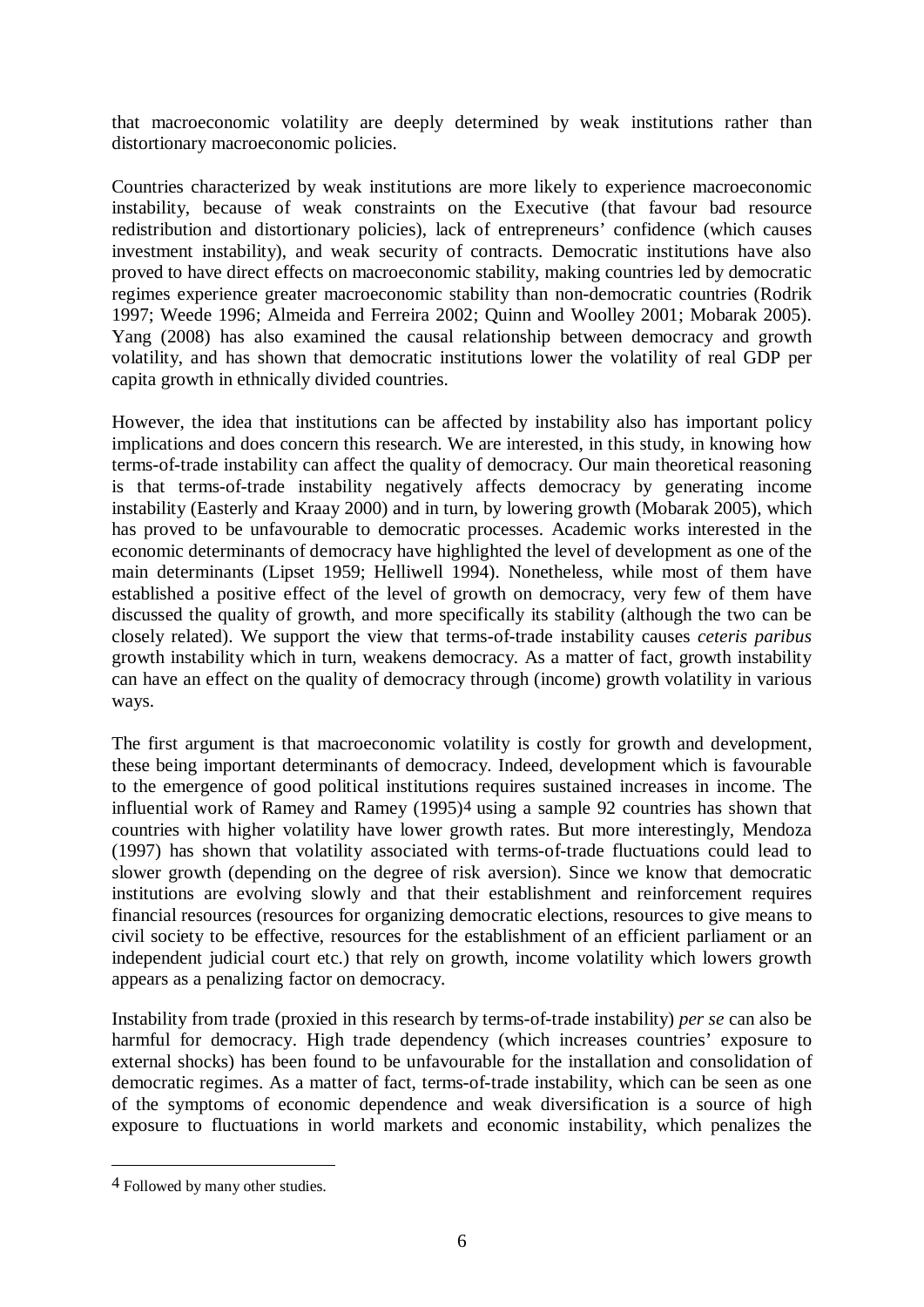that macroeconomic volatility are deeply determined by weak institutions rather than distortionary macroeconomic policies.

Countries characterized by weak institutions are more likely to experience macroeconomic instability, because of weak constraints on the Executive (that favour bad resource redistribution and distortionary policies), lack of entrepreneurs' confidence (which causes investment instability), and weak security of contracts. Democratic institutions have also proved to have direct effects on macroeconomic stability, making countries led by democratic regimes experience greater macroeconomic stability than non-democratic countries (Rodrik 1997; Weede 1996; Almeida and Ferreira 2002; Quinn and Woolley 2001; Mobarak 2005). Yang (2008) has also examined the causal relationship between democracy and growth volatility, and has shown that democratic institutions lower the volatility of real GDP per capita growth in ethnically divided countries.

However, the idea that institutions can be affected by instability also has important policy implications and does concern this research. We are interested, in this study, in knowing how terms-of-trade instability can affect the quality of democracy. Our main theoretical reasoning is that terms-of-trade instability negatively affects democracy by generating income instability (Easterly and Kraay 2000) and in turn, by lowering growth (Mobarak 2005), which has proved to be unfavourable to democratic processes. Academic works interested in the economic determinants of democracy have highlighted the level of development as one of the main determinants (Lipset 1959; Helliwell 1994). Nonetheless, while most of them have established a positive effect of the level of growth on democracy, very few of them have discussed the quality of growth, and more specifically its stability (although the two can be closely related). We support the view that terms-of-trade instability causes *ceteris paribus* growth instability which in turn, weakens democracy. As a matter of fact, growth instability can have an effect on the quality of democracy through (income) growth volatility in various ways.

The first argument is that macroeconomic volatility is costly for growth and development, these being important determinants of democracy. Indeed, development which is favourable to the emergence of good political institutions requires sustained increases in income. The influential work of Ramey and Ramey (1995)[4] using a sample 92 countries has shown that countries with higher volatility have lower growth rates. But more interestingly, Mendoza (1997) has shown that volatility associated with terms-of-trade fluctuations could lead to slower growth (depending on the degree of risk aversion). Since we know that democratic institutions are evolving slowly and that their establishment and reinforcement requires financial resources (resources for organizing democratic elections, resources to give means to civil society to be effective, resources for the establishment of an efficient parliament or an independent judicial court etc.) that rely on growth, income volatility which lowers growth appears as a penalizing factor on democracy.

Instability from trade (proxied in this research by terms-of-trade instability) *per se* can also be harmful for democracy. High trade dependency (which increases countries' exposure to external shocks) has been found to be unfavourable for the installation and consolidation of democratic regimes. As a matter of fact, terms-of-trade instability, which can be seen as one of the symptoms of economic dependence and weak diversification is a source of high exposure to fluctuations in world markets and economic instability, which penalizes the

[4] Followed by many other studies.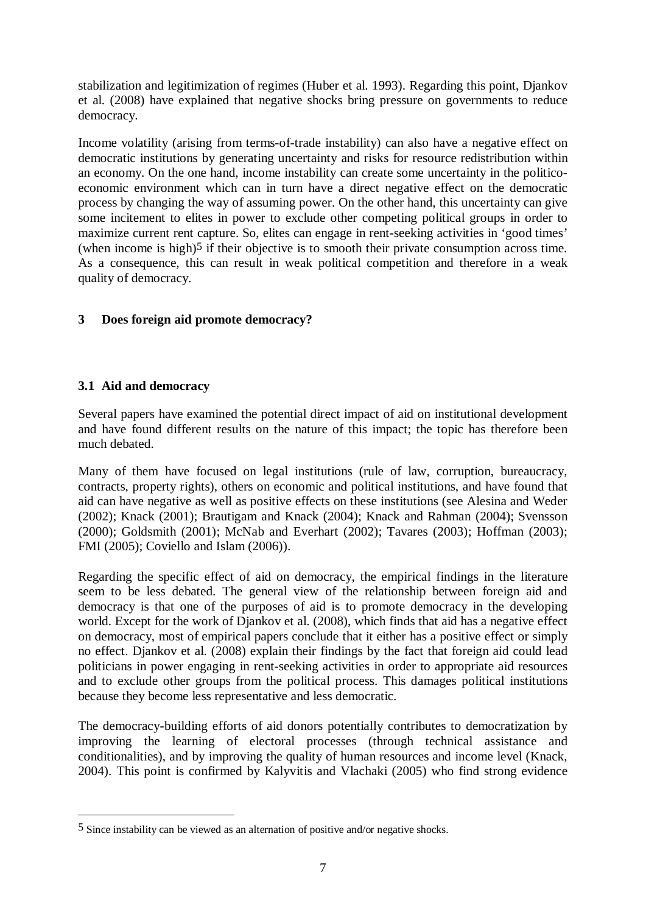stabilization and legitimization of regimes (Huber et al. 1993). Regarding this point, Djankov et al. (2008) have explained that negative shocks bring pressure on governments to reduce democracy.

Income volatility (arising from terms-of-trade instability) can also have a negative effect on democratic institutions by generating uncertainty and risks for resource redistribution within an economy. On the one hand, income instability can create some uncertainty in the politico-economic environment which can in turn have a direct negative effect on the democratic process by changing the way of assuming power. On the other hand, this uncertainty can give some incitement to elites in power to exclude other competing political groups in order to maximize current rent capture. So, elites can engage in rent-seeking activities in 'good times' (when income is high)[5] if their objective is to smooth their private consumption across time. As a consequence, this can result in weak political competition and therefore in a weak quality of democracy.

## 3 Does foreign aid promote democracy?

### 3.1 Aid and democracy

Several papers have examined the potential direct impact of aid on institutional development and have found different results on the nature of this impact; the topic has therefore been much debated.

Many of them have focused on legal institutions (rule of law, corruption, bureaucracy, contracts, property rights), others on economic and political institutions, and have found that aid can have negative as well as positive effects on these institutions (see Alesina and Weder (2002); Knack (2001); Brautigam and Knack (2004); Knack and Rahman (2004); Svensson (2000); Goldsmith (2001); McNab and Everhart (2002); Tavares (2003); Hoffman (2003); FMI (2005); Coviello and Islam (2006)).

Regarding the specific effect of aid on democracy, the empirical findings in the literature seem to be less debated. The general view of the relationship between foreign aid and democracy is that one of the purposes of aid is to promote democracy in the developing world. Except for the work of Djankov et al. (2008), which finds that aid has a negative effect on democracy, most of empirical papers conclude that it either has a positive effect or simply no effect. Djankov et al. (2008) explain their findings by the fact that foreign aid could lead politicians in power engaging in rent-seeking activities in order to appropriate aid resources and to exclude other groups from the political process. This damages political institutions because they become less representative and less democratic.

The democracy-building efforts of aid donors potentially contributes to democratization by improving the learning of electoral processes (through technical assistance and conditionalities), and by improving the quality of human resources and income level (Knack, 2004). This point is confirmed by Kalyvitis and Vlachaki (2005) who find strong evidence

[5] Since instability can be viewed as an alternation of positive and/or negative shocks.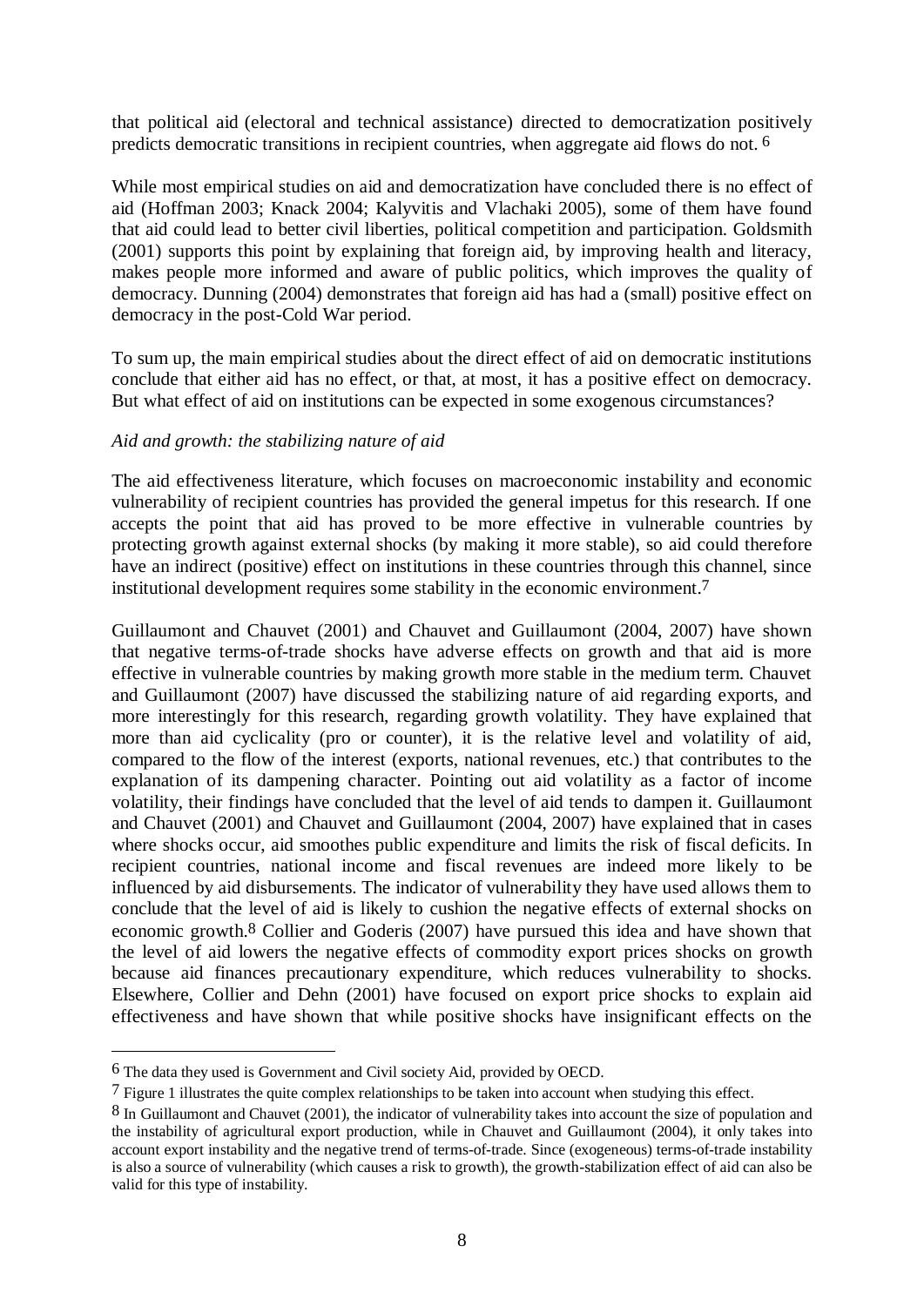that political aid (electoral and technical assistance) directed to democratization positively predicts democratic transitions in recipient countries, when aggregate aid flows do not. [6]

While most empirical studies on aid and democratization have concluded there is no effect of aid (Hoffman 2003; Knack 2004; Kalyvitis and Vlachaki 2005), some of them have found that aid could lead to better civil liberties, political competition and participation. Goldsmith (2001) supports this point by explaining that foreign aid, by improving health and literacy, makes people more informed and aware of public politics, which improves the quality of democracy. Dunning (2004) demonstrates that foreign aid has had a (small) positive effect on democracy in the post-Cold War period.

To sum up, the main empirical studies about the direct effect of aid on democratic institutions conclude that either aid has no effect, or that, at most, it has a positive effect on democracy. But what effect of aid on institutions can be expected in some exogenous circumstances?

*Aid and growth: the stabilizing nature of aid*

The aid effectiveness literature, which focuses on macroeconomic instability and economic vulnerability of recipient countries has provided the general impetus for this research. If one accepts the point that aid has proved to be more effective in vulnerable countries by protecting growth against external shocks (by making it more stable), so aid could therefore have an indirect (positive) effect on institutions in these countries through this channel, since institutional development requires some stability in the economic environment.[7]

Guillaumont and Chauvet (2001) and Chauvet and Guillaumont (2004, 2007) have shown that negative terms-of-trade shocks have adverse effects on growth and that aid is more effective in vulnerable countries by making growth more stable in the medium term. Chauvet and Guillaumont (2007) have discussed the stabilizing nature of aid regarding exports, and more interestingly for this research, regarding growth volatility. They have explained that more than aid cyclicality (pro or counter), it is the relative level and volatility of aid, compared to the flow of the interest (exports, national revenues, etc.) that contributes to the explanation of its dampening character. Pointing out aid volatility as a factor of income volatility, their findings have concluded that the level of aid tends to dampen it. Guillaumont and Chauvet (2001) and Chauvet and Guillaumont (2004, 2007) have explained that in cases where shocks occur, aid smoothes public expenditure and limits the risk of fiscal deficits. In recipient countries, national income and fiscal revenues are indeed more likely to be influenced by aid disbursements. The indicator of vulnerability they have used allows them to conclude that the level of aid is likely to cushion the negative effects of external shocks on economic growth.[8] Collier and Goderis (2007) have pursued this idea and have shown that the level of aid lowers the negative effects of commodity export prices shocks on growth because aid finances precautionary expenditure, which reduces vulnerability to shocks. Elsewhere, Collier and Dehn (2001) have focused on export price shocks to explain aid effectiveness and have shown that while positive shocks have insignificant effects on the

---

[6] The data they used is Government and Civil society Aid, provided by OECD.

[7] Figure 1 illustrates the quite complex relationships to be taken into account when studying this effect.

[8] In Guillaumont and Chauvet (2001), the indicator of vulnerability takes into account the size of population and the instability of agricultural export production, while in Chauvet and Guillaumont (2004), it only takes into account export instability and the negative trend of terms-of-trade. Since (exogeneous) terms-of-trade instability is also a source of vulnerability (which causes a risk to growth), the growth-stabilization effect of aid can also be valid for this type of instability.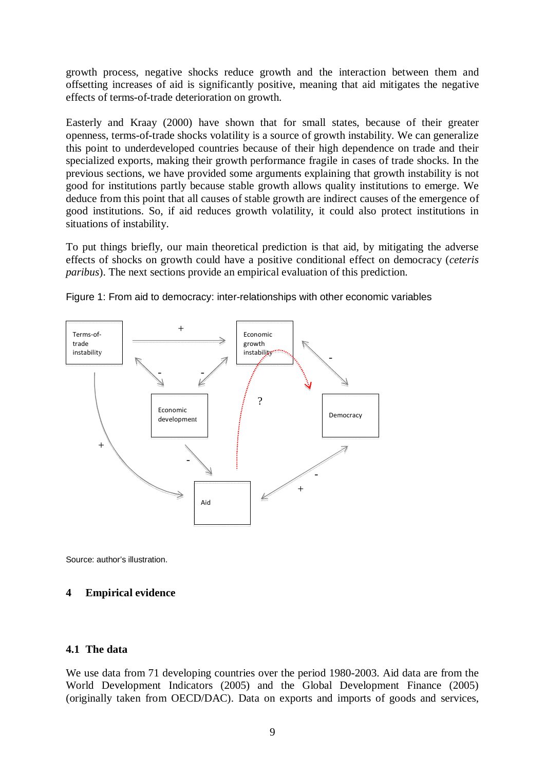growth process, negative shocks reduce growth and the interaction between them and offsetting increases of aid is significantly positive, meaning that aid mitigates the negative effects of terms-of-trade deterioration on growth.

Easterly and Kraay (2000) have shown that for small states, because of their greater openness, terms-of-trade shocks volatility is a source of growth instability. We can generalize this point to underdeveloped countries because of their high dependence on trade and their specialized exports, making their growth performance fragile in cases of trade shocks. In the previous sections, we have provided some arguments explaining that growth instability is not good for institutions partly because stable growth allows quality institutions to emerge. We deduce from this point that all causes of stable growth are indirect causes of the emergence of good institutions. So, if aid reduces growth volatility, it could also protect institutions in situations of instability.

To put things briefly, our main theoretical prediction is that aid, by mitigating the adverse effects of shocks on growth could have a positive conditional effect on democracy (*ceteris paribus*). The next sections provide an empirical evaluation of this prediction.

Figure 1: From aid to democracy: inter-relationships with other economic variables

Source: author's illustration.

## 4 Empirical evidence

### 4.1 The data

We use data from 71 developing countries over the period 1980-2003. Aid data are from the World Development Indicators (2005) and the Global Development Finance (2005) (originally taken from OECD/DAC). Data on exports and imports of goods and services,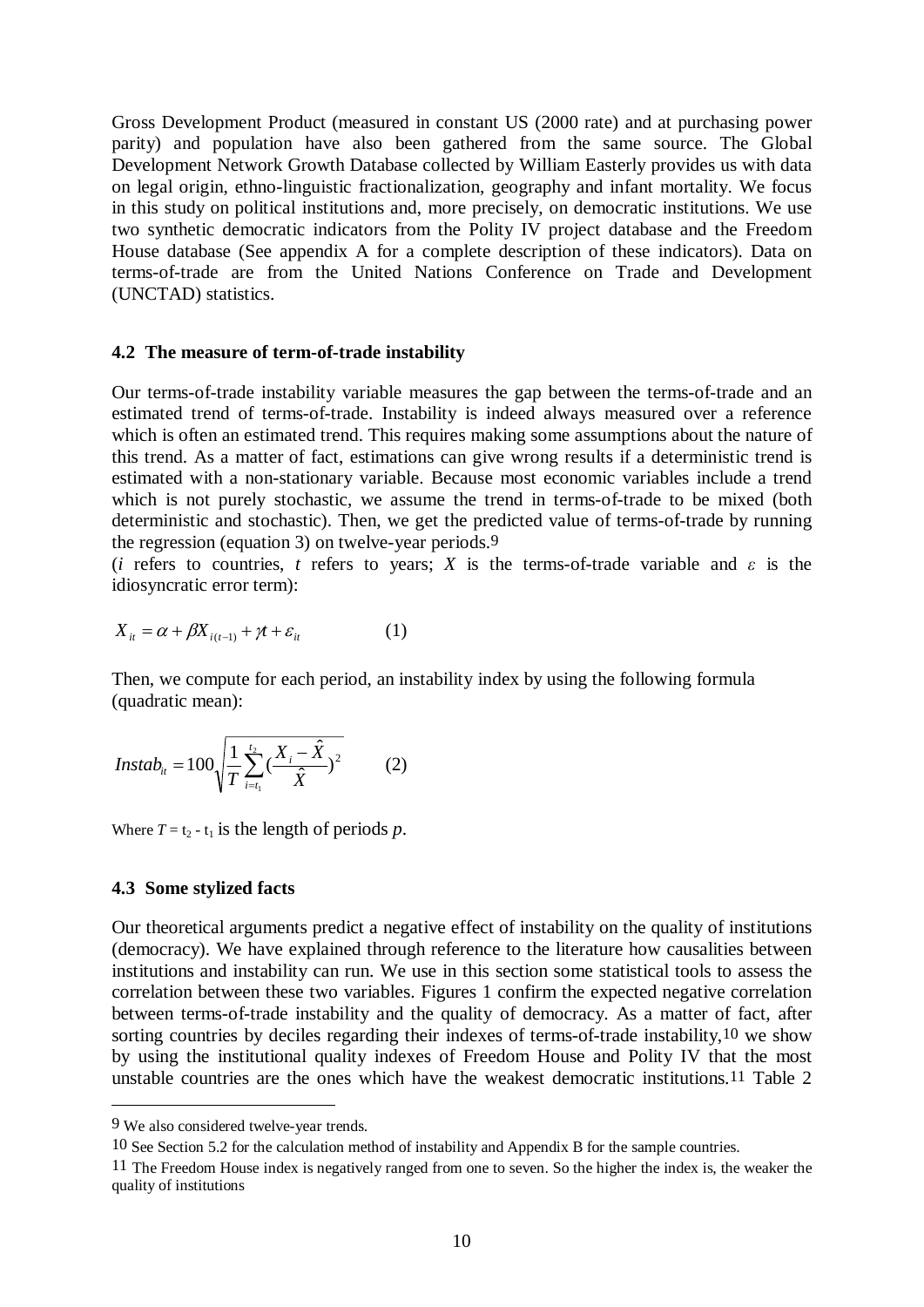Gross Development Product (measured in constant US (2000 rate) and at purchasing power parity) and population have also been gathered from the same source. The Global Development Network Growth Database collected by William Easterly provides us with data on legal origin, ethno-linguistic fractionalization, geography and infant mortality. We focus in this study on political institutions and, more precisely, on democratic institutions. We use two synthetic democratic indicators from the Polity IV project database and the Freedom House database (See appendix A for a complete description of these indicators). Data on terms-of-trade are from the United Nations Conference on Trade and Development (UNCTAD) statistics.

### 4.2 The measure of term-of-trade instability

Our terms-of-trade instability variable measures the gap between the terms-of-trade and an estimated trend of terms-of-trade. Instability is indeed always measured over a reference which is often an estimated trend. This requires making some assumptions about the nature of this trend. As a matter of fact, estimations can give wrong results if a deterministic trend is estimated with a non-stationary variable. Because most economic variables include a trend which is not purely stochastic, we assume the trend in terms-of-trade to be mixed (both deterministic and stochastic). Then, we get the predicted value of terms-of-trade by running the regression (equation 3) on twelve-year periods.[9]

($i$ refers to countries, $t$ refers to years; $X$ is the terms-of-trade variable and $\varepsilon$ is the idiosyncratic error term):

$$X_{it} = \alpha + \beta X_{i(t-1)} + \gamma t + \varepsilon_{it} \qquad (1)$$

Then, we compute for each period, an instability index by using the following formula (quadratic mean):

$$Instab_{it} = 100\sqrt{\frac{1}{T}\sum_{i=t_1}^{t_2}\left(\frac{X_i - \hat{X}}{\hat{X}}\right)^2} \qquad (2)$$

Where $T = t_2 - t_1$ is the length of periods $p$.

### 4.3 Some stylized facts

Our theoretical arguments predict a negative effect of instability on the quality of institutions (democracy). We have explained through reference to the literature how causalities between institutions and instability can run. We use in this section some statistical tools to assess the correlation between these two variables. Figures 1 confirm the expected negative correlation between terms-of-trade instability and the quality of democracy. As a matter of fact, after sorting countries by deciles regarding their indexes of terms-of-trade instability,[10] we show by using the institutional quality indexes of Freedom House and Polity IV that the most unstable countries are the ones which have the weakest democratic institutions.[11] Table 2

---

[9] We also considered twelve-year trends.

[10] See Section 5.2 for the calculation method of instability and Appendix B for the sample countries.

[11] The Freedom House index is negatively ranged from one to seven. So the higher the index is, the weaker the quality of institutions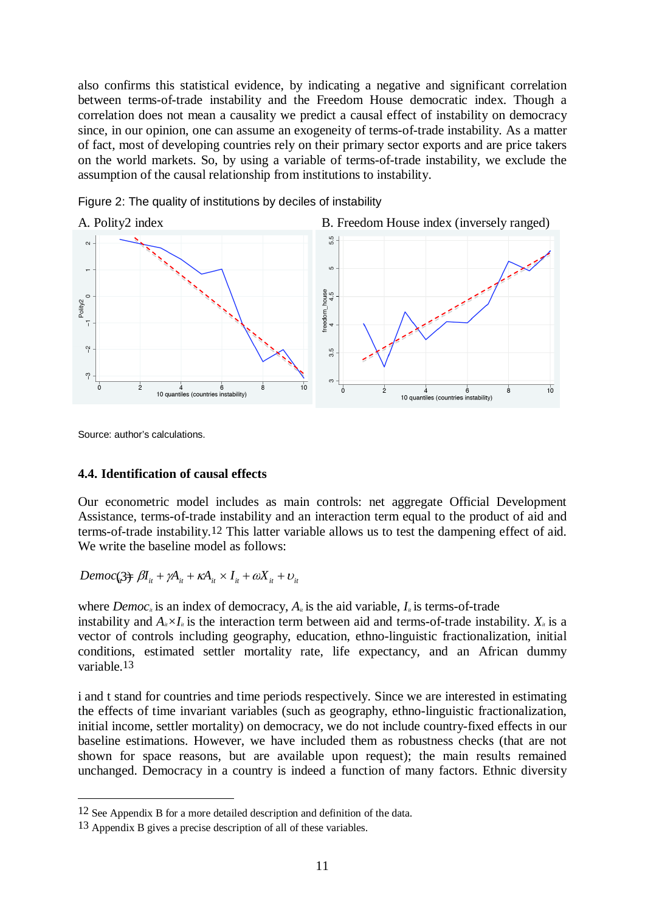also confirms this statistical evidence, by indicating a negative and significant correlation between terms-of-trade instability and the Freedom House democratic index. Though a correlation does not mean a causality we predict a causal effect of instability on democracy since, in our opinion, one can assume an exogeneity of terms-of-trade instability. As a matter of fact, most of developing countries rely on their primary sector exports and are price takers on the world markets. So, by using a variable of terms-of-trade instability, we exclude the assumption of the causal relationship from institutions to instability.

Figure 2: The quality of institutions by deciles of instability

A. Polity2 index

B. Freedom House index (inversely ranged)

Source: author's calculations.

### 4.4. Identification of causal effects

Our econometric model includes as main controls: net aggregate Official Development Assistance, terms-of-trade instability and an interaction term equal to the product of aid and terms-of-trade instability.[12] This latter variable allows us to test the dampening effect of aid. We write the baseline model as follows:

$$Democ_{it} = \beta I_{it} + \gamma A_{it} + \kappa A_{it} \times I_{it} + \omega X_{it} + \upsilon_{it} \quad (3)$$

where $Democ_{it}$ is an index of democracy, $A_{it}$ is the aid variable, $I_{it}$ is terms-of-trade instability and $A_{it} \times I_{it}$ is the interaction term between aid and terms-of-trade instability. $X_{it}$ is a vector of controls including geography, education, ethno-linguistic fractionalization, initial conditions, estimated settler mortality rate, life expectancy, and an African dummy variable.[13]

i and t stand for countries and time periods respectively. Since we are interested in estimating the effects of time invariant variables (such as geography, ethno-linguistic fractionalization, initial income, settler mortality) on democracy, we do not include country-fixed effects in our baseline estimations. However, we have included them as robustness checks (that are not shown for space reasons, but are available upon request); the main results remained unchanged. Democracy in a country is indeed a function of many factors. Ethnic diversity

---

[12] See Appendix B for a more detailed description and definition of the data.

[13] Appendix B gives a precise description of all of these variables.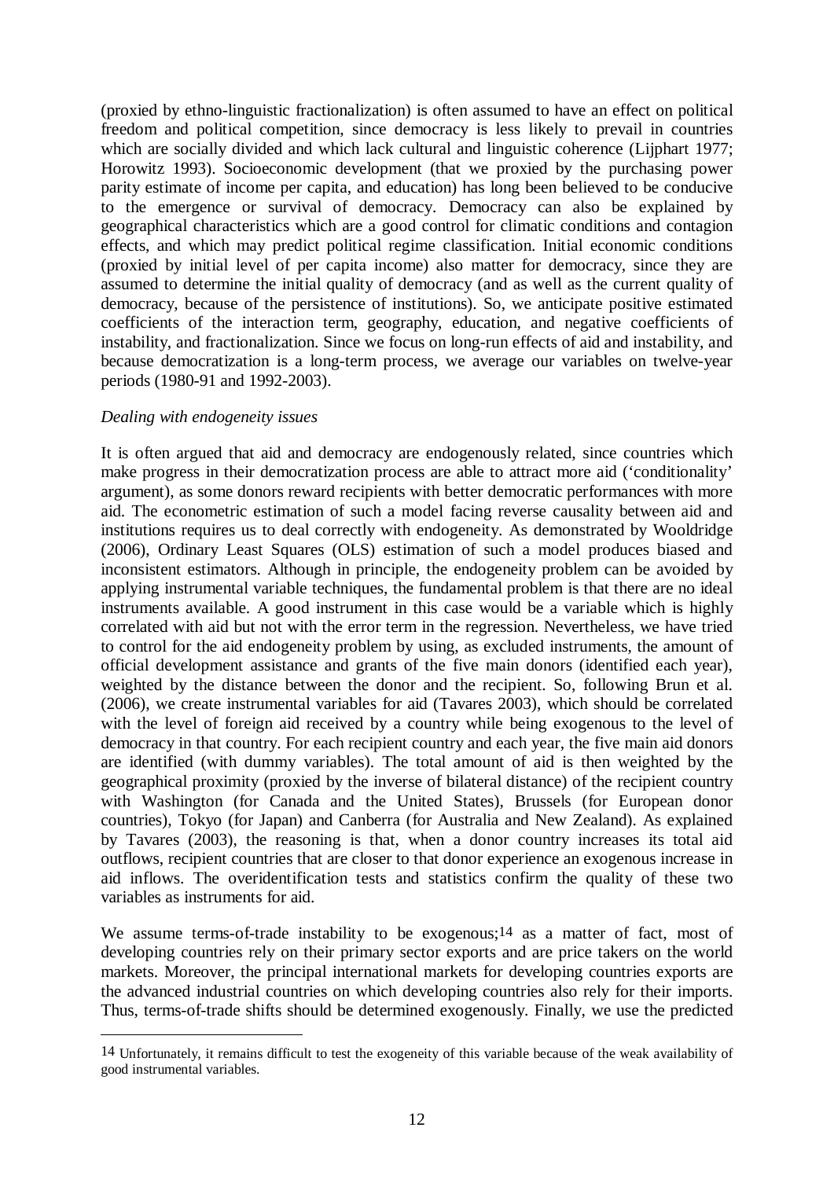(proxied by ethno-linguistic fractionalization) is often assumed to have an effect on political freedom and political competition, since democracy is less likely to prevail in countries which are socially divided and which lack cultural and linguistic coherence (Lijphart 1977; Horowitz 1993). Socioeconomic development (that we proxied by the purchasing power parity estimate of income per capita, and education) has long been believed to be conducive to the emergence or survival of democracy. Democracy can also be explained by geographical characteristics which are a good control for climatic conditions and contagion effects, and which may predict political regime classification. Initial economic conditions (proxied by initial level of per capita income) also matter for democracy, since they are assumed to determine the initial quality of democracy (and as well as the current quality of democracy, because of the persistence of institutions). So, we anticipate positive estimated coefficients of the interaction term, geography, education, and negative coefficients of instability, and fractionalization. Since we focus on long-run effects of aid and instability, and because democratization is a long-term process, we average our variables on twelve-year periods (1980-91 and 1992-2003).

*Dealing with endogeneity issues*

It is often argued that aid and democracy are endogenously related, since countries which make progress in their democratization process are able to attract more aid ('conditionality' argument), as some donors reward recipients with better democratic performances with more aid. The econometric estimation of such a model facing reverse causality between aid and institutions requires us to deal correctly with endogeneity. As demonstrated by Wooldridge (2006), Ordinary Least Squares (OLS) estimation of such a model produces biased and inconsistent estimators. Although in principle, the endogeneity problem can be avoided by applying instrumental variable techniques, the fundamental problem is that there are no ideal instruments available. A good instrument in this case would be a variable which is highly correlated with aid but not with the error term in the regression. Nevertheless, we have tried to control for the aid endogeneity problem by using, as excluded instruments, the amount of official development assistance and grants of the five main donors (identified each year), weighted by the distance between the donor and the recipient. So, following Brun et al. (2006), we create instrumental variables for aid (Tavares 2003), which should be correlated with the level of foreign aid received by a country while being exogenous to the level of democracy in that country. For each recipient country and each year, the five main aid donors are identified (with dummy variables). The total amount of aid is then weighted by the geographical proximity (proxied by the inverse of bilateral distance) of the recipient country with Washington (for Canada and the United States), Brussels (for European donor countries), Tokyo (for Japan) and Canberra (for Australia and New Zealand). As explained by Tavares (2003), the reasoning is that, when a donor country increases its total aid outflows, recipient countries that are closer to that donor experience an exogenous increase in aid inflows. The overidentification tests and statistics confirm the quality of these two variables as instruments for aid.

We assume terms-of-trade instability to be exogenous;[14] as a matter of fact, most of developing countries rely on their primary sector exports and are price takers on the world markets. Moreover, the principal international markets for developing countries exports are the advanced industrial countries on which developing countries also rely for their imports. Thus, terms-of-trade shifts should be determined exogenously. Finally, we use the predicted

[14] Unfortunately, it remains difficult to test the exogeneity of this variable because of the weak availability of good instrumental variables.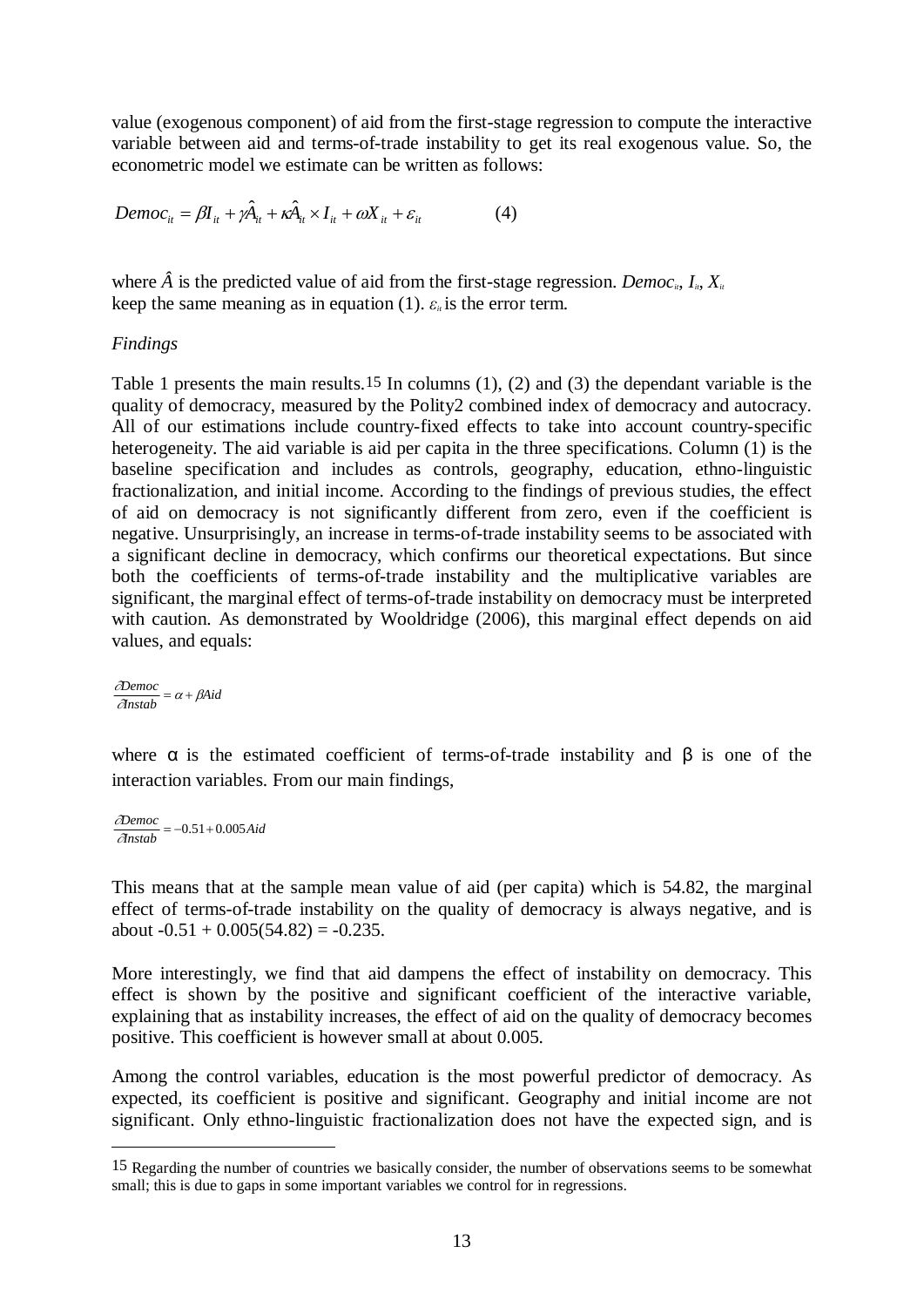value (exogenous component) of aid from the first-stage regression to compute the interactive variable between aid and terms-of-trade instability to get its real exogenous value. So, the econometric model we estimate can be written as follows:

$$Democ_{it} = \beta I_{it} + \gamma \hat{A}_{it} + \kappa \hat{A}_{it} \times I_{it} + \omega X_{it} + \varepsilon_{it} \qquad (4)$$

where $\hat{A}$ is the predicted value of aid from the first-stage regression. $Democ_{it}$, $I_{it}$, $X_{it}$ keep the same meaning as in equation (1). $\varepsilon_{it}$ is the error term.

*Findings*

Table 1 presents the main results.[15] In columns (1), (2) and (3) the dependant variable is the quality of democracy, measured by the Polity2 combined index of democracy and autocracy. All of our estimations include country-fixed effects to take into account country-specific heterogeneity. The aid variable is aid per capita in the three specifications. Column (1) is the baseline specification and includes as controls, geography, education, ethno-linguistic fractionalization, and initial income. According to the findings of previous studies, the effect of aid on democracy is not significantly different from zero, even if the coefficient is negative. Unsurprisingly, an increase in terms-of-trade instability seems to be associated with a significant decline in democracy, which confirms our theoretical expectations. But since both the coefficients of terms-of-trade instability and the multiplicative variables are significant, the marginal effect of terms-of-trade instability on democracy must be interpreted with caution. As demonstrated by Wooldridge (2006), this marginal effect depends on aid values, and equals:

$$\frac{\partial Democ}{\partial Instab} = \alpha + \beta Aid$$

where α is the estimated coefficient of terms-of-trade instability and β is one of the interaction variables. From our main findings,

$$\frac{\partial Democ}{\partial Instab} = -0.51 + 0.005 Aid$$

This means that at the sample mean value of aid (per capita) which is 54.82, the marginal effect of terms-of-trade instability on the quality of democracy is always negative, and is about -0.51 + 0.005(54.82) = -0.235.

More interestingly, we find that aid dampens the effect of instability on democracy. This effect is shown by the positive and significant coefficient of the interactive variable, explaining that as instability increases, the effect of aid on the quality of democracy becomes positive. This coefficient is however small at about 0.005.

Among the control variables, education is the most powerful predictor of democracy. As expected, its coefficient is positive and significant. Geography and initial income are not significant. Only ethno-linguistic fractionalization does not have the expected sign, and is

[15] Regarding the number of countries we basically consider, the number of observations seems to be somewhat small; this is due to gaps in some important variables we control for in regressions.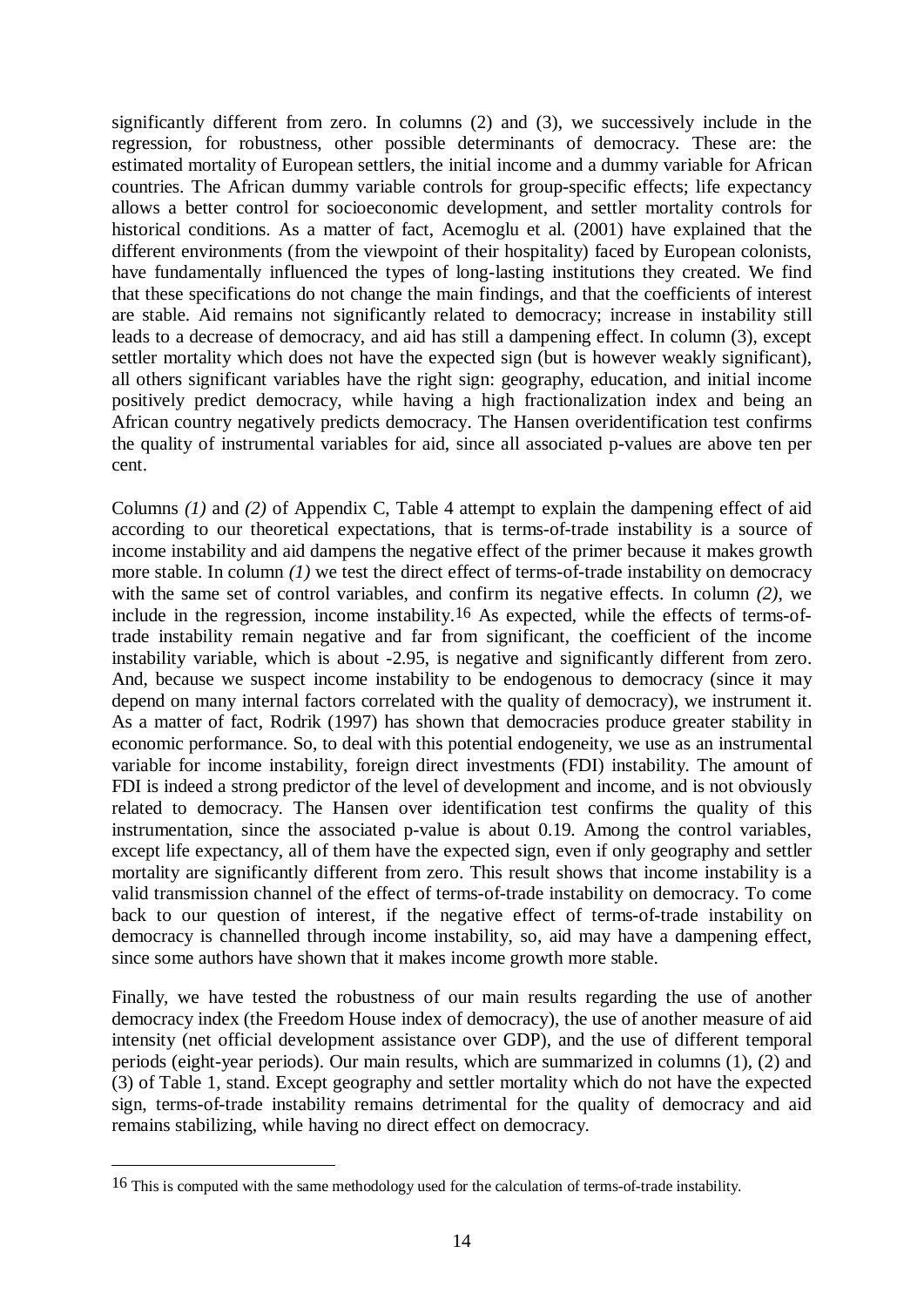significantly different from zero. In columns (2) and (3), we successively include in the regression, for robustness, other possible determinants of democracy. These are: the estimated mortality of European settlers, the initial income and a dummy variable for African countries. The African dummy variable controls for group-specific effects; life expectancy allows a better control for socioeconomic development, and settler mortality controls for historical conditions. As a matter of fact, Acemoglu et al. (2001) have explained that the different environments (from the viewpoint of their hospitality) faced by European colonists, have fundamentally influenced the types of long-lasting institutions they created. We find that these specifications do not change the main findings, and that the coefficients of interest are stable. Aid remains not significantly related to democracy; increase in instability still leads to a decrease of democracy, and aid has still a dampening effect. In column (3), except settler mortality which does not have the expected sign (but is however weakly significant), all others significant variables have the right sign: geography, education, and initial income positively predict democracy, while having a high fractionalization index and being an African country negatively predicts democracy. The Hansen overidentification test confirms the quality of instrumental variables for aid, since all associated p-values are above ten per cent.

Columns *(1)* and *(2)* of Appendix C, Table 4 attempt to explain the dampening effect of aid according to our theoretical expectations, that is terms-of-trade instability is a source of income instability and aid dampens the negative effect of the primer because it makes growth more stable. In column *(1)* we test the direct effect of terms-of-trade instability on democracy with the same set of control variables, and confirm its negative effects. In column *(2)*, we include in the regression, income instability.[16] As expected, while the effects of terms-of-trade instability remain negative and far from significant, the coefficient of the income instability variable, which is about -2.95, is negative and significantly different from zero. And, because we suspect income instability to be endogenous to democracy (since it may depend on many internal factors correlated with the quality of democracy), we instrument it. As a matter of fact, Rodrik (1997) has shown that democracies produce greater stability in economic performance. So, to deal with this potential endogeneity, we use as an instrumental variable for income instability, foreign direct investments (FDI) instability. The amount of FDI is indeed a strong predictor of the level of development and income, and is not obviously related to democracy. The Hansen over identification test confirms the quality of this instrumentation, since the associated p-value is about 0.19. Among the control variables, except life expectancy, all of them have the expected sign, even if only geography and settler mortality are significantly different from zero. This result shows that income instability is a valid transmission channel of the effect of terms-of-trade instability on democracy. To come back to our question of interest, if the negative effect of terms-of-trade instability on democracy is channelled through income instability, so, aid may have a dampening effect, since some authors have shown that it makes income growth more stable.

Finally, we have tested the robustness of our main results regarding the use of another democracy index (the Freedom House index of democracy), the use of another measure of aid intensity (net official development assistance over GDP), and the use of different temporal periods (eight-year periods). Our main results, which are summarized in columns (1), (2) and (3) of Table 1, stand. Except geography and settler mortality which do not have the expected sign, terms-of-trade instability remains detrimental for the quality of democracy and aid remains stabilizing, while having no direct effect on democracy.

[16] This is computed with the same methodology used for the calculation of terms-of-trade instability.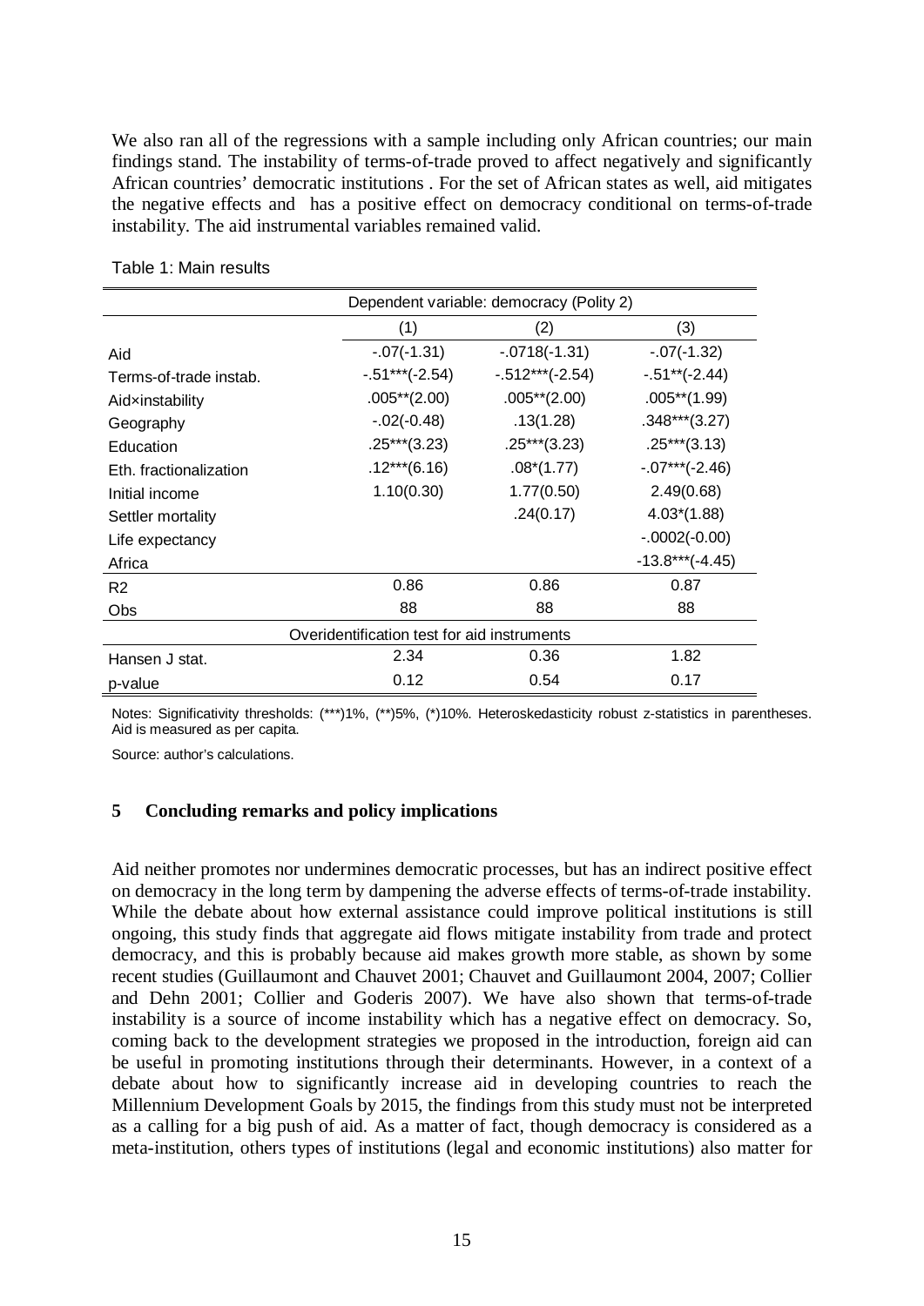We also ran all of the regressions with a sample including only African countries; our main findings stand. The instability of terms-of-trade proved to affect negatively and significantly African countries' democratic institutions . For the set of African states as well, aid mitigates the negative effects and has a positive effect on democracy conditional on terms-of-trade instability. The aid instrumental variables remained valid.

Table 1: Main results

| | Dependent variable: democracy (Polity 2) | | |
|---|---|---|---|
| | (1) | (2) | (3) |
| Aid | -.07(-1.31) | -.0718(-1.31) | -.07(-1.32) |
| Terms-of-trade instab. | -.51***(-2.54) | -.512***(-2.54) | -.51**(-2.44) |
| Aid×instability | .005**(2.00) | .005**(2.00) | .005**(1.99) |
| Geography | -.02(-0.48) | .13(1.28) | .348***(3.27) |
| Education | .25***(3.23) | .25***(3.23) | .25***(3.13) |
| Eth. fractionalization | .12***(6.16) | .08*(1.77) | -.07***(-2.46) |
| Initial income | 1.10(0.30) | 1.77(0.50) | 2.49(0.68) |
| Settler mortality | | .24(0.17) | 4.03*(1.88) |
| Life expectancy | | | -.0002(-0.00) |
| Africa | | | -13.8***(-4.45) |
| R2 | 0.86 | 0.86 | 0.87 |
| Obs | 88 | 88 | 88 |
| | Overidentification test for aid instruments | | |
| Hansen J stat. | 2.34 | 0.36 | 1.82 |
| p-value | 0.12 | 0.54 | 0.17 |

Notes: Significativity thresholds: (***)1%, (**)5%, (*)10%. Heteroskedasticity robust z-statistics in parentheses. Aid is measured as per capita.

Source: author's calculations.

## 5 Concluding remarks and policy implications

Aid neither promotes nor undermines democratic processes, but has an indirect positive effect on democracy in the long term by dampening the adverse effects of terms-of-trade instability. While the debate about how external assistance could improve political institutions is still ongoing, this study finds that aggregate aid flows mitigate instability from trade and protect democracy, and this is probably because aid makes growth more stable, as shown by some recent studies (Guillaumont and Chauvet 2001; Chauvet and Guillaumont 2004, 2007; Collier and Dehn 2001; Collier and Goderis 2007). We have also shown that terms-of-trade instability is a source of income instability which has a negative effect on democracy. So, coming back to the development strategies we proposed in the introduction, foreign aid can be useful in promoting institutions through their determinants. However, in a context of a debate about how to significantly increase aid in developing countries to reach the Millennium Development Goals by 2015, the findings from this study must not be interpreted as a calling for a big push of aid. As a matter of fact, though democracy is considered as a meta-institution, others types of institutions (legal and economic institutions) also matter for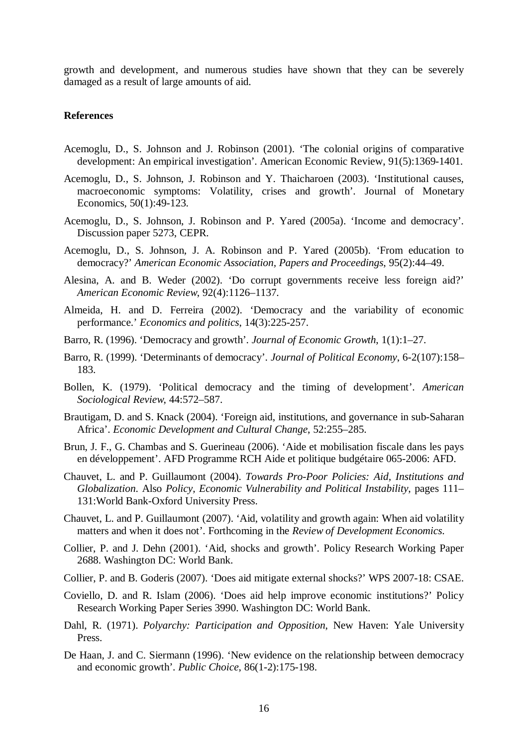growth and development, and numerous studies have shown that they can be severely damaged as a result of large amounts of aid.

**References**

Acemoglu, D., S. Johnson and J. Robinson (2001). 'The colonial origins of comparative development: An empirical investigation'. American Economic Review, 91(5):1369-1401.

Acemoglu, D., S. Johnson, J. Robinson and Y. Thaicharoen (2003). 'Institutional causes, macroeconomic symptoms: Volatility, crises and growth'. Journal of Monetary Economics, 50(1):49-123.

Acemoglu, D., S. Johnson, J. Robinson and P. Yared (2005a). 'Income and democracy'. Discussion paper 5273, CEPR.

Acemoglu, D., S. Johnson, J. A. Robinson and P. Yared (2005b). 'From education to democracy?' *American Economic Association, Papers and Proceedings*, 95(2):44–49.

Alesina, A. and B. Weder (2002). 'Do corrupt governments receive less foreign aid?' *American Economic Review*, 92(4):1126–1137.

Almeida, H. and D. Ferreira (2002). 'Democracy and the variability of economic performance.' *Economics and politics*, 14(3):225-257.

Barro, R. (1996). 'Democracy and growth'. *Journal of Economic Growth*, 1(1):1–27.

Barro, R. (1999). 'Determinants of democracy'. *Journal of Political Economy*, 6-2(107):158–183.

Bollen, K. (1979). 'Political democracy and the timing of development'. *American Sociological Review*, 44:572–587.

Brautigam, D. and S. Knack (2004). 'Foreign aid, institutions, and governance in sub-Saharan Africa'. *Economic Development and Cultural Change*, 52:255–285.

Brun, J. F., G. Chambas and S. Guerineau (2006). 'Aide et mobilisation fiscale dans les pays en développement'. AFD Programme RCH Aide et politique budgétaire 065-2006: AFD.

Chauvet, L. and P. Guillaumont (2004). *Towards Pro-Poor Policies: Aid, Institutions and Globalization*. Also *Policy, Economic Vulnerability and Political Instability*, pages 111–131:World Bank-Oxford University Press.

Chauvet, L. and P. Guillaumont (2007). 'Aid, volatility and growth again: When aid volatility matters and when it does not'. Forthcoming in the *Review of Development Economics*.

Collier, P. and J. Dehn (2001). 'Aid, shocks and growth'. Policy Research Working Paper 2688. Washington DC: World Bank.

Collier, P. and B. Goderis (2007). 'Does aid mitigate external shocks?' WPS 2007-18: CSAE.

Coviello, D. and R. Islam (2006). 'Does aid help improve economic institutions?' Policy Research Working Paper Series 3990. Washington DC: World Bank.

Dahl, R. (1971). *Polyarchy: Participation and Opposition*, New Haven: Yale University Press.

De Haan, J. and C. Siermann (1996). 'New evidence on the relationship between democracy and economic growth'. *Public Choice*, 86(1-2):175-198.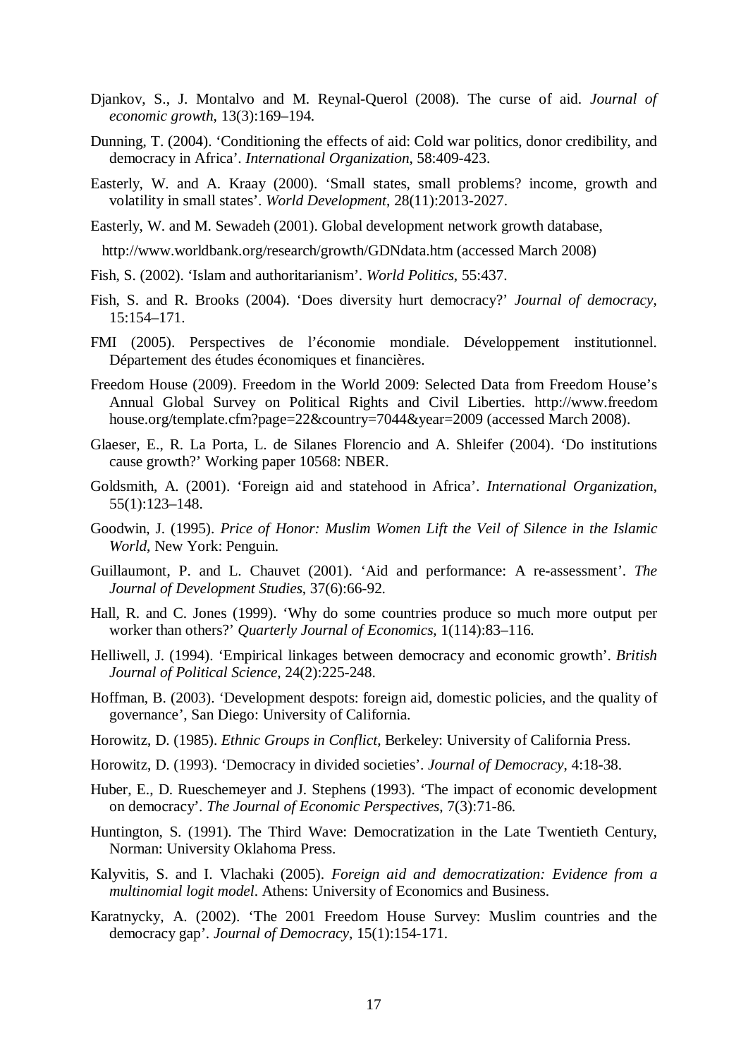Djankov, S., J. Montalvo and M. Reynal-Querol (2008). The curse of aid. *Journal of economic growth*, 13(3):169–194.

Dunning, T. (2004). 'Conditioning the effects of aid: Cold war politics, donor credibility, and democracy in Africa'. *International Organization*, 58:409-423.

Easterly, W. and A. Kraay (2000). 'Small states, small problems? income, growth and volatility in small states'. *World Development*, 28(11):2013-2027.

Easterly, W. and M. Sewadeh (2001). Global development network growth database,

http://www.worldbank.org/research/growth/GDNdata.htm (accessed March 2008)

Fish, S. (2002). 'Islam and authoritarianism'. *World Politics*, 55:437.

Fish, S. and R. Brooks (2004). 'Does diversity hurt democracy?' *Journal of democracy*, 15:154–171.

FMI (2005). Perspectives de l'économie mondiale. Développement institutionnel. Département des études économiques et financières.

Freedom House (2009). Freedom in the World 2009: Selected Data from Freedom House's Annual Global Survey on Political Rights and Civil Liberties. http://www.freedom house.org/template.cfm?page=22&country=7044&year=2009 (accessed March 2008).

Glaeser, E., R. La Porta, L. de Silanes Florencio and A. Shleifer (2004). 'Do institutions cause growth?' Working paper 10568: NBER.

Goldsmith, A. (2001). 'Foreign aid and statehood in Africa'. *International Organization*, 55(1):123–148.

Goodwin, J. (1995). *Price of Honor: Muslim Women Lift the Veil of Silence in the Islamic World*, New York: Penguin.

Guillaumont, P. and L. Chauvet (2001). 'Aid and performance: A re-assessment'. *The Journal of Development Studies*, 37(6):66-92.

Hall, R. and C. Jones (1999). 'Why do some countries produce so much more output per worker than others?' *Quarterly Journal of Economics*, 1(114):83–116.

Helliwell, J. (1994). 'Empirical linkages between democracy and economic growth'. *British Journal of Political Science*, 24(2):225-248.

Hoffman, B. (2003). 'Development despots: foreign aid, domestic policies, and the quality of governance', San Diego: University of California.

Horowitz, D. (1985). *Ethnic Groups in Conflict*, Berkeley: University of California Press.

Horowitz, D. (1993). 'Democracy in divided societies'. *Journal of Democracy*, 4:18-38.

Huber, E., D. Rueschemeyer and J. Stephens (1993). 'The impact of economic development on democracy'. *The Journal of Economic Perspectives*, 7(3):71-86.

Huntington, S. (1991). The Third Wave: Democratization in the Late Twentieth Century, Norman: University Oklahoma Press.

Kalyvitis, S. and I. Vlachaki (2005). *Foreign aid and democratization: Evidence from a multinomial logit model*. Athens: University of Economics and Business.

Karatnycky, A. (2002). 'The 2001 Freedom House Survey: Muslim countries and the democracy gap'. *Journal of Democracy*, 15(1):154-171.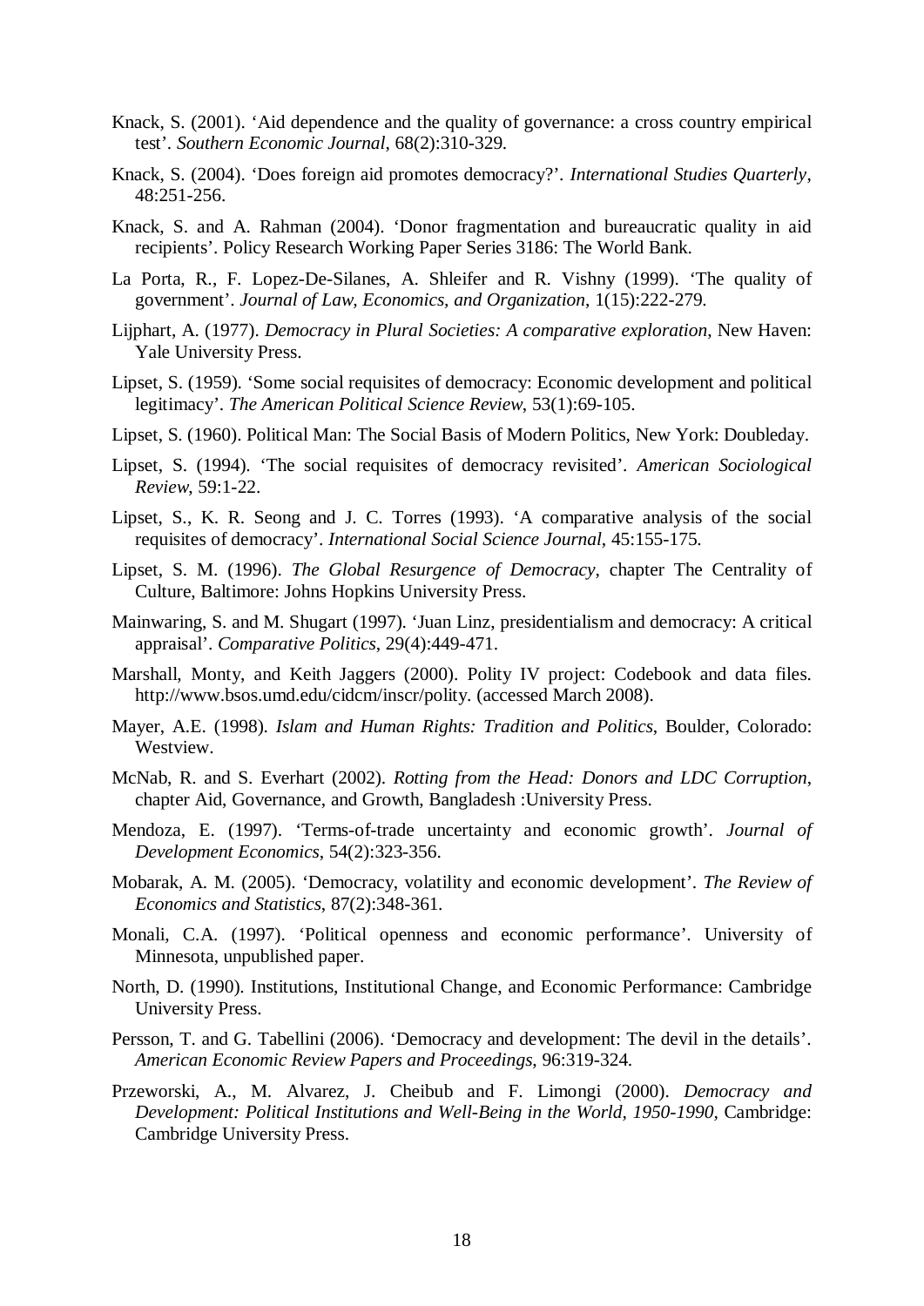Knack, S. (2001). 'Aid dependence and the quality of governance: a cross country empirical test'. *Southern Economic Journal*, 68(2):310-329.

Knack, S. (2004). 'Does foreign aid promotes democracy?'. *International Studies Quarterly*, 48:251-256.

Knack, S. and A. Rahman (2004). 'Donor fragmentation and bureaucratic quality in aid recipients'. Policy Research Working Paper Series 3186: The World Bank.

La Porta, R., F. Lopez-De-Silanes, A. Shleifer and R. Vishny (1999). 'The quality of government'. *Journal of Law, Economics, and Organization*, 1(15):222-279.

Lijphart, A. (1977). *Democracy in Plural Societies: A comparative exploration*, New Haven: Yale University Press.

Lipset, S. (1959). 'Some social requisites of democracy: Economic development and political legitimacy'. *The American Political Science Review*, 53(1):69-105.

Lipset, S. (1960). Political Man: The Social Basis of Modern Politics, New York: Doubleday.

Lipset, S. (1994). 'The social requisites of democracy revisited'. *American Sociological Review*, 59:1-22.

Lipset, S., K. R. Seong and J. C. Torres (1993). 'A comparative analysis of the social requisites of democracy'. *International Social Science Journal*, 45:155-175.

Lipset, S. M. (1996). *The Global Resurgence of Democracy*, chapter The Centrality of Culture, Baltimore: Johns Hopkins University Press.

Mainwaring, S. and M. Shugart (1997). 'Juan Linz, presidentialism and democracy: A critical appraisal'. *Comparative Politics*, 29(4):449-471.

Marshall, Monty, and Keith Jaggers (2000). Polity IV project: Codebook and data files. http://www.bsos.umd.edu/cidcm/inscr/polity. (accessed March 2008).

Mayer, A.E. (1998). *Islam and Human Rights: Tradition and Politics*, Boulder, Colorado: Westview.

McNab, R. and S. Everhart (2002). *Rotting from the Head: Donors and LDC Corruption*, chapter Aid, Governance, and Growth, Bangladesh :University Press.

Mendoza, E. (1997). 'Terms-of-trade uncertainty and economic growth'. *Journal of Development Economics*, 54(2):323-356.

Mobarak, A. M. (2005). 'Democracy, volatility and economic development'. *The Review of Economics and Statistics*, 87(2):348-361.

Monali, C.A. (1997). 'Political openness and economic performance'. University of Minnesota, unpublished paper.

North, D. (1990). Institutions, Institutional Change, and Economic Performance: Cambridge University Press.

Persson, T. and G. Tabellini (2006). 'Democracy and development: The devil in the details'. *American Economic Review Papers and Proceedings*, 96:319-324.

Przeworski, A., M. Alvarez, J. Cheibub and F. Limongi (2000). *Democracy and Development: Political Institutions and Well-Being in the World, 1950-1990*, Cambridge: Cambridge University Press.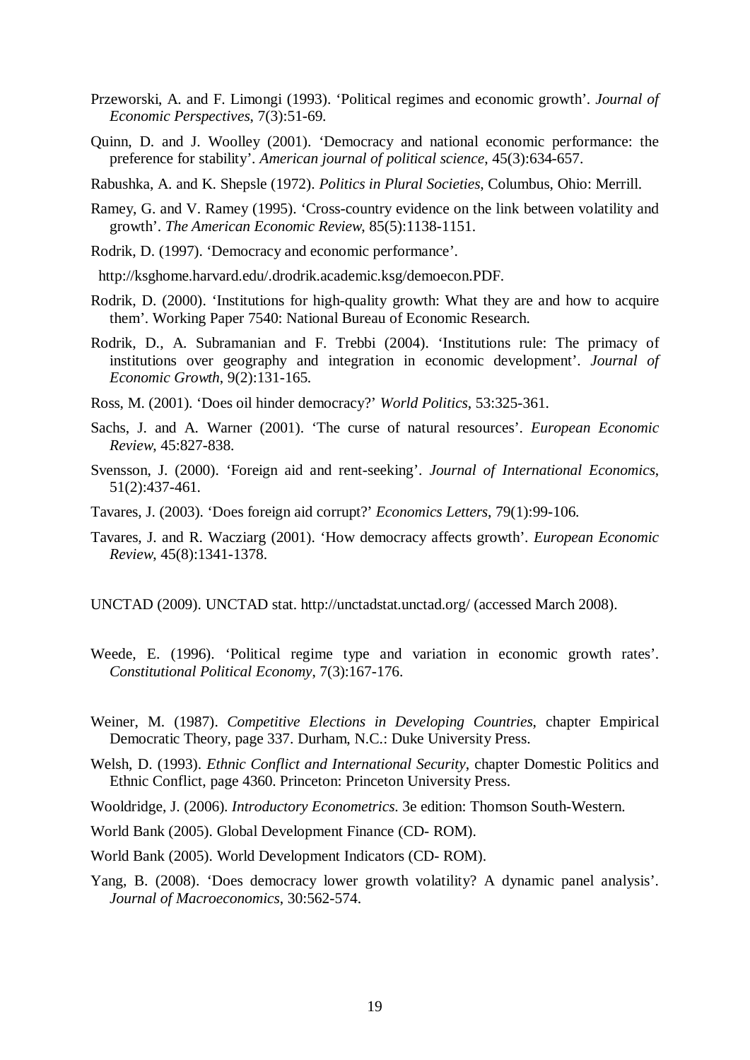Przeworski, A. and F. Limongi (1993). 'Political regimes and economic growth'. *Journal of Economic Perspectives*, 7(3):51-69.

Quinn, D. and J. Woolley (2001). 'Democracy and national economic performance: the preference for stability'. *American journal of political science*, 45(3):634-657.

Rabushka, A. and K. Shepsle (1972). *Politics in Plural Societies*, Columbus, Ohio: Merrill.

Ramey, G. and V. Ramey (1995). 'Cross-country evidence on the link between volatility and growth'. *The American Economic Review*, 85(5):1138-1151.

Rodrik, D. (1997). 'Democracy and economic performance'.

http://ksghome.harvard.edu/.drodrik.academic.ksg/demoecon.PDF.

Rodrik, D. (2000). 'Institutions for high-quality growth: What they are and how to acquire them'. Working Paper 7540: National Bureau of Economic Research.

Rodrik, D., A. Subramanian and F. Trebbi (2004). 'Institutions rule: The primacy of institutions over geography and integration in economic development'. *Journal of Economic Growth*, 9(2):131-165.

Ross, M. (2001). 'Does oil hinder democracy?' *World Politics*, 53:325-361.

Sachs, J. and A. Warner (2001). 'The curse of natural resources'. *European Economic Review*, 45:827-838.

Svensson, J. (2000). 'Foreign aid and rent-seeking'. *Journal of International Economics*, 51(2):437-461.

Tavares, J. (2003). 'Does foreign aid corrupt?' *Economics Letters*, 79(1):99-106.

Tavares, J. and R. Wacziarg (2001). 'How democracy affects growth'. *European Economic Review*, 45(8):1341-1378.

UNCTAD (2009). UNCTAD stat. http://unctadstat.unctad.org/ (accessed March 2008).

Weede, E. (1996). 'Political regime type and variation in economic growth rates'. *Constitutional Political Economy*, 7(3):167-176.

Weiner, M. (1987). *Competitive Elections in Developing Countries*, chapter Empirical Democratic Theory, page 337. Durham, N.C.: Duke University Press.

Welsh, D. (1993). *Ethnic Conflict and International Security*, chapter Domestic Politics and Ethnic Conflict, page 4360. Princeton: Princeton University Press.

Wooldridge, J. (2006). *Introductory Econometrics*. 3e edition: Thomson South-Western.

World Bank (2005). Global Development Finance (CD- ROM).

World Bank (2005). World Development Indicators (CD- ROM).

Yang, B. (2008). 'Does democracy lower growth volatility? A dynamic panel analysis'. *Journal of Macroeconomics*, 30:562-574.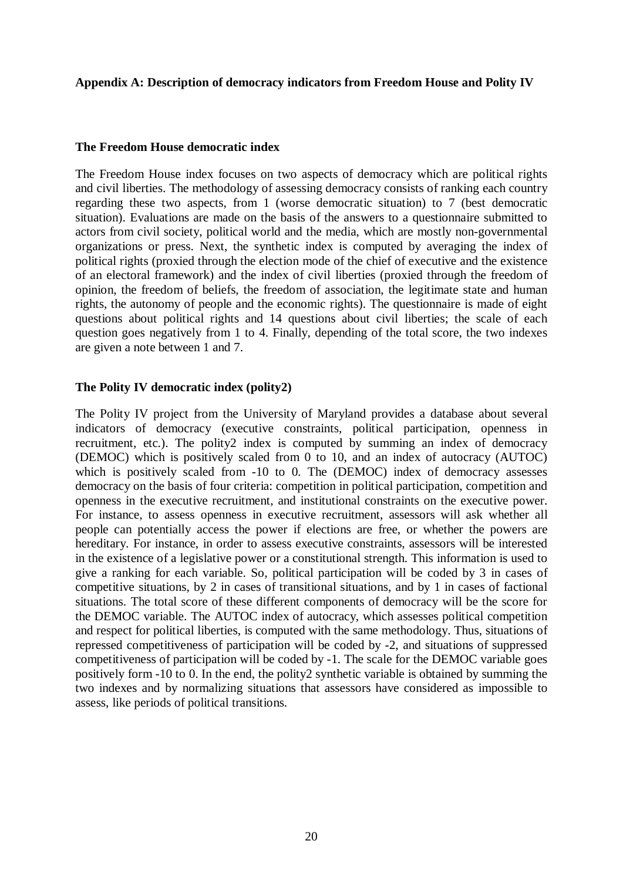## Appendix A: Description of democracy indicators from Freedom House and Polity IV

### The Freedom House democratic index

The Freedom House index focuses on two aspects of democracy which are political rights and civil liberties. The methodology of assessing democracy consists of ranking each country regarding these two aspects, from 1 (worse democratic situation) to 7 (best democratic situation). Evaluations are made on the basis of the answers to a questionnaire submitted to actors from civil society, political world and the media, which are mostly non-governmental organizations or press. Next, the synthetic index is computed by averaging the index of political rights (proxied through the election mode of the chief of executive and the existence of an electoral framework) and the index of civil liberties (proxied through the freedom of opinion, the freedom of beliefs, the freedom of association, the legitimate state and human rights, the autonomy of people and the economic rights). The questionnaire is made of eight questions about political rights and 14 questions about civil liberties; the scale of each question goes negatively from 1 to 4. Finally, depending of the total score, the two indexes are given a note between 1 and 7.

### The Polity IV democratic index (polity2)

The Polity IV project from the University of Maryland provides a database about several indicators of democracy (executive constraints, political participation, openness in recruitment, etc.). The polity2 index is computed by summing an index of democracy (DEMOC) which is positively scaled from 0 to 10, and an index of autocracy (AUTOC) which is positively scaled from -10 to 0. The (DEMOC) index of democracy assesses democracy on the basis of four criteria: competition in political participation, competition and openness in the executive recruitment, and institutional constraints on the executive power. For instance, to assess openness in executive recruitment, assessors will ask whether all people can potentially access the power if elections are free, or whether the powers are hereditary. For instance, in order to assess executive constraints, assessors will be interested in the existence of a legislative power or a constitutional strength. This information is used to give a ranking for each variable. So, political participation will be coded by 3 in cases of competitive situations, by 2 in cases of transitional situations, and by 1 in cases of factional situations. The total score of these different components of democracy will be the score for the DEMOC variable. The AUTOC index of autocracy, which assesses political competition and respect for political liberties, is computed with the same methodology. Thus, situations of repressed competitiveness of participation will be coded by -2, and situations of suppressed competitiveness of participation will be coded by -1. The scale for the DEMOC variable goes positively form -10 to 0. In the end, the polity2 synthetic variable is obtained by summing the two indexes and by normalizing situations that assessors have considered as impossible to assess, like periods of political transitions.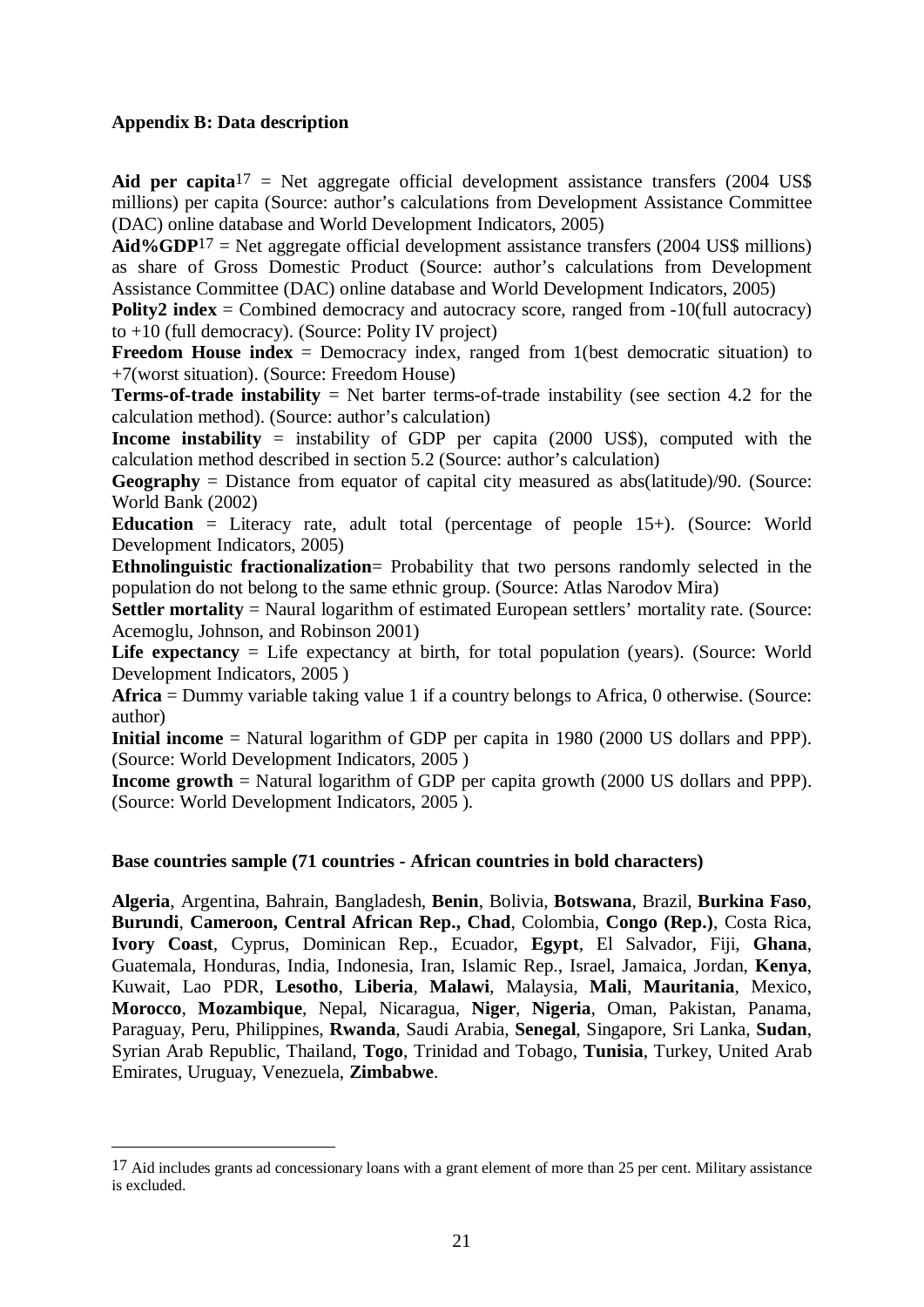**Appendix B: Data description**

**Aid per capita**[17] = Net aggregate official development assistance transfers (2004 US$ millions) per capita (Source: author's calculations from Development Assistance Committee (DAC) online database and World Development Indicators, 2005)

**Aid%GDP**[17] = Net aggregate official development assistance transfers (2004 US$ millions) as share of Gross Domestic Product (Source: author's calculations from Development Assistance Committee (DAC) online database and World Development Indicators, 2005)

**Polity2 index** = Combined democracy and autocracy score, ranged from -10(full autocracy) to +10 (full democracy). (Source: Polity IV project)

**Freedom House index** = Democracy index, ranged from 1(best democratic situation) to +7(worst situation). (Source: Freedom House)

**Terms-of-trade instability** = Net barter terms-of-trade instability (see section 4.2 for the calculation method). (Source: author's calculation)

**Income instability** = instability of GDP per capita (2000 US$), computed with the calculation method described in section 5.2 (Source: author's calculation)

**Geography** = Distance from equator of capital city measured as abs(latitude)/90. (Source: World Bank (2002)

**Education** = Literacy rate, adult total (percentage of people 15+). (Source: World Development Indicators, 2005)

**Ethnolinguistic fractionalization**= Probability that two persons randomly selected in the population do not belong to the same ethnic group. (Source: Atlas Narodov Mira)

**Settler mortality** = Naural logarithm of estimated European settlers' mortality rate. (Source: Acemoglu, Johnson, and Robinson 2001)

**Life expectancy** = Life expectancy at birth, for total population (years). (Source: World Development Indicators, 2005 )

**Africa** = Dummy variable taking value 1 if a country belongs to Africa, 0 otherwise. (Source: author)

**Initial income** = Natural logarithm of GDP per capita in 1980 (2000 US dollars and PPP). (Source: World Development Indicators, 2005 )

**Income growth** = Natural logarithm of GDP per capita growth (2000 US dollars and PPP). (Source: World Development Indicators, 2005 ).

**Base countries sample (71 countries - African countries in bold characters)**

**Algeria**, Argentina, Bahrain, Bangladesh, **Benin**, Bolivia, **Botswana**, Brazil, **Burkina Faso**, **Burundi**, **Cameroon, Central African Rep., Chad**, Colombia, **Congo (Rep.)**, Costa Rica, **Ivory Coast**, Cyprus, Dominican Rep., Ecuador, **Egypt**, El Salvador, Fiji, **Ghana**, Guatemala, Honduras, India, Indonesia, Iran, Islamic Rep., Israel, Jamaica, Jordan, **Kenya**, Kuwait, Lao PDR, **Lesotho**, **Liberia**, **Malawi**, Malaysia, **Mali**, **Mauritania**, Mexico, **Morocco**, **Mozambique**, Nepal, Nicaragua, **Niger**, **Nigeria**, Oman, Pakistan, Panama, Paraguay, Peru, Philippines, **Rwanda**, Saudi Arabia, **Senegal**, Singapore, Sri Lanka, **Sudan**, Syrian Arab Republic, Thailand, **Togo**, Trinidad and Tobago, **Tunisia**, Turkey, United Arab Emirates, Uruguay, Venezuela, **Zimbabwe**.

---

[17] Aid includes grants ad concessionary loans with a grant element of more than 25 per cent. Military assistance is excluded.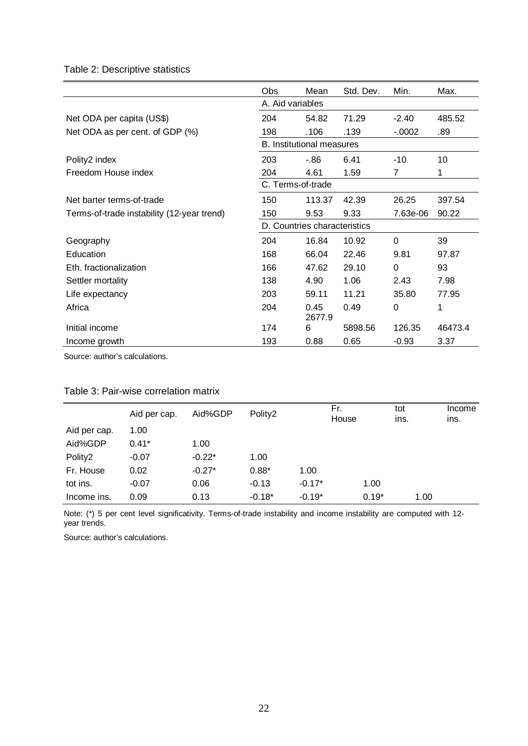Table 2: Descriptive statistics

| | Obs | Mean | Std. Dev. | Min. | Max. |
|---|---|---|---|---|---|
| | A. Aid variables | | | | |
| Net ODA per capita (US$) | 204 | 54.82 | 71.29 | -2.40 | 485.52 |
| Net ODA as per cent. of GDP (%) | 198 | .106 | .139 | -.0002 | .89 |
| | B. Institutional measures | | | | |
| Polity2 index | 203 | -.86 | 6.41 | -10 | 10 |
| Freedom House index | 204 | 4.61 | 1.59 | 7 | 1 |
| | C. Terms-of-trade | | | | |
| Net barter terms-of-trade | 150 | 113.37 | 42.39 | 26.25 | 397.54 |
| Terms-of-trade instability (12-year trend) | 150 | 9.53 | 9.33 | 7.63e-06 | 90.22 |
| | D. Countries characteristics | | | | |
| Geography | 204 | 16.84 | 10.92 | 0 | 39 |
| Education | 168 | 66.04 | 22.46 | 9.81 | 97.87 |
| Eth. fractionalization | 166 | 47.62 | 29.10 | 0 | 93 |
| Settler mortality | 138 | 4.90 | 1.06 | 2.43 | 7.98 |
| Life expectancy | 203 | 59.11 | 11.21 | 35.80 | 77.95 |
| Africa | 204 | 0.45 | 0.49 | 0 | 1 |
| Initial income | 174 | 2677.96 | 5898.56 | 126.35 | 46473.4 |
| Income growth | 193 | 0.88 | 0.65 | -0.93 | 3.37 |

Source: author's calculations.

Table 3: Pair-wise correlation matrix

| | Aid per cap. | Aid%GDP | Polity2 | Fr. House | tot ins. | Income ins. |
|---|---|---|---|---|---|---|
| Aid per cap. | 1.00 | | | | | |
| Aid%GDP | 0.41* | 1.00 | | | | |
| Polity2 | -0.07 | -0.22* | 1.00 | | | |
| Fr. House | 0.02 | -0.27* | 0.88* | 1.00 | | |
| tot ins. | -0.07 | 0.06 | -0.13 | -0.17* | 1.00 | |
| Income ins. | 0.09 | 0.13 | -0.18* | -0.19* | 0.19* | 1.00 |

Note: (*) 5 per cent level significativity. Terms-of-trade instability and income instability are computed with 12-year trends.

Source: author's calculations.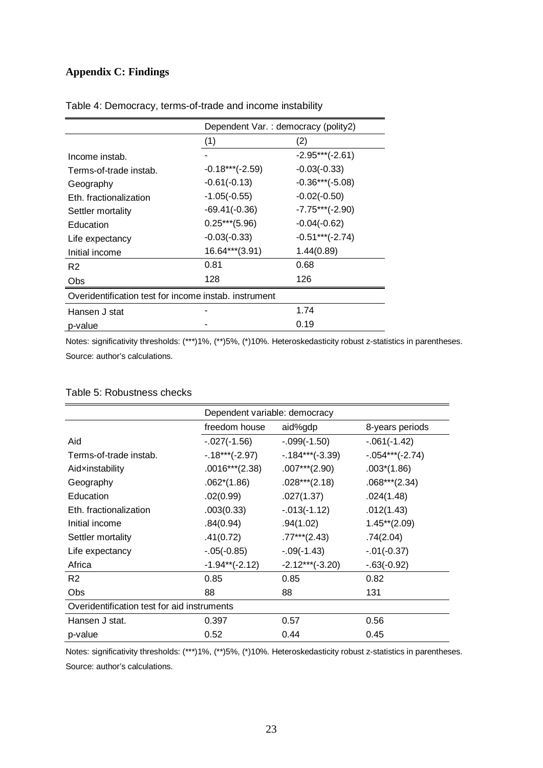**Appendix C: Findings**

Table 4: Democracy, terms-of-trade and income instability

| | Dependent Var. : democracy (polity2) | |
|---|---|---|
| | (1) | (2) |
| Income instab. | - | -2.95***(-2.61) |
| Terms-of-trade instab. | -0.18***(-2.59) | -0.03(-0.33) |
| Geography | -0.61(-0.13) | -0.36***(-5.08) |
| Eth. fractionalization | -1.05(-0.55) | -0.02(-0.50) |
| Settler mortality | -69.41(-0.36) | -7.75***(-2.90) |
| Education | 0.25***(5.96) | -0.04(-0.62) |
| Life expectancy | -0.03(-0.33) | -0.51***(-2.74) |
| Initial income | 16.64***(3.91) | 1.44(0.89) |
| R2 | 0.81 | 0.68 |
| Obs | 128 | 126 |
| Overidentification test for income instab. instrument | | |
| Hansen J stat | - | 1.74 |
| p-value | - | 0.19 |

Notes: significativity thresholds: (***)1%, (**)5%, (*)10%. Heteroskedasticity robust z-statistics in parentheses.
Source: author's calculations.

Table 5: Robustness checks

| | Dependent variable: democracy | | |
|---|---|---|---|
| | freedom house | aid%gdp | 8-years periods |
| Aid | -.027(-1.56) | -.099(-1.50) | -.061(-1.42) |
| Terms-of-trade instab. | -.18***(-2.97) | -.184***(-3.39) | -.054***(-2.74) |
| Aid×instability | .0016***(2.38) | .007***(2.90) | .003*(1.86) |
| Geography | .062*(1.86) | .028***(2.18) | .068***(2.34) |
| Education | .02(0.99) | .027(1.37) | .024(1.48) |
| Eth. fractionalization | .003(0.33) | -.013(-1.12) | .012(1.43) |
| Initial income | .84(0.94) | .94(1.02) | 1.45**(2.09) |
| Settler mortality | .41(0.72) | .77***(2.43) | .74(2.04) |
| Life expectancy | -.05(-0.85) | -.09(-1.43) | -.01(-0.37) |
| Africa | -1.94**(-2.12) | -2.12***(-3.20) | -.63(-0.92) |
| R2 | 0.85 | 0.85 | 0.82 |
| Obs | 88 | 88 | 131 |
| Overidentification test for aid instruments | | | |
| Hansen J stat. | 0.397 | 0.57 | 0.56 |
| p-value | 0.52 | 0.44 | 0.45 |

Notes: significativity thresholds: (***)1%, (**)5%, (*)10%. Heteroskedasticity robust z-statistics in parentheses.
Source: author's calculations.